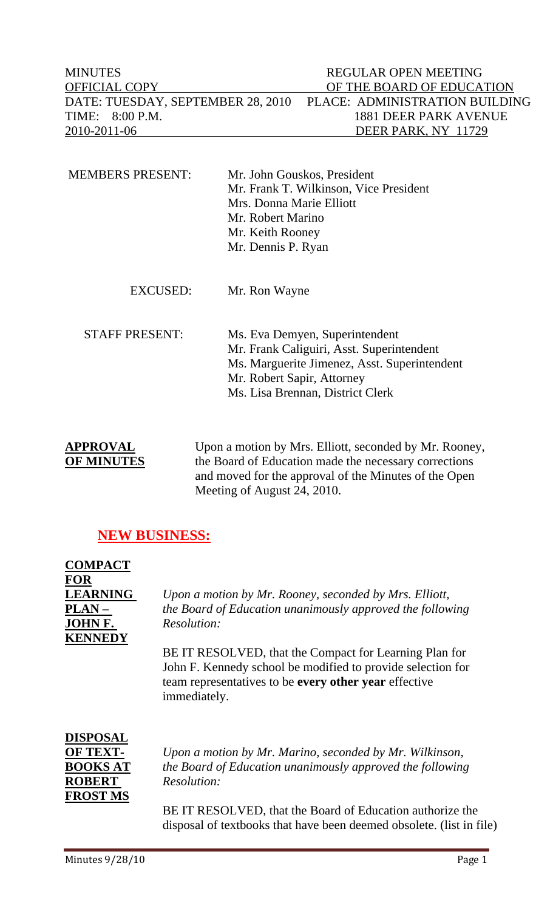| | |
|---|---|
| MINUTES | REGULAR OPEN MEETING |
| OFFICIAL COPY | OF THE BOARD OF EDUCATION |
| DATE: TUESDAY, SEPTEMBER 28, 2010 | PLACE: ADMINISTRATION BUILDING |
| TIME: 8:00 P.M. | 1881 DEER PARK AVENUE |
| 2010-2011-06 | DEER PARK, NY 11729 |

MEMBERS PRESENT:
- Mr. John Gouskos, President
- Mr. Frank T. Wilkinson, Vice President
- Mrs. Donna Marie Elliott
- Mr. Robert Marino
- Mr. Keith Rooney
- Mr. Dennis P. Ryan

EXCUSED: Mr. Ron Wayne

STAFF PRESENT:
- Ms. Eva Demyen, Superintendent
- Mr. Frank Caliguiri, Asst. Superintendent
- Ms. Marguerite Jimenez, Asst. Superintendent
- Mr. Robert Sapir, Attorney
- Ms. Lisa Brennan, District Clerk

**APPROVAL OF MINUTES**

Upon a motion by Mrs. Elliott, seconded by Mr. Rooney, the Board of Education made the necessary corrections and moved for the approval of the Minutes of the Open Meeting of August 24, 2010.

## NEW BUSINESS:

**COMPACT FOR LEARNING PLAN – JOHN F. KENNEDY**

*Upon a motion by Mr. Rooney, seconded by Mrs. Elliott, the Board of Education unanimously approved the following Resolution:*

BE IT RESOLVED, that the Compact for Learning Plan for John F. Kennedy school be modified to provide selection for team representatives to be **every other year** effective immediately.

**DISPOSAL OF TEXT-BOOKS AT ROBERT FROST MS**

*Upon a motion by Mr. Marino, seconded by Mr. Wilkinson, the Board of Education unanimously approved the following Resolution:*

BE IT RESOLVED, that the Board of Education authorize the disposal of textbooks that have been deemed obsolete. (list in file)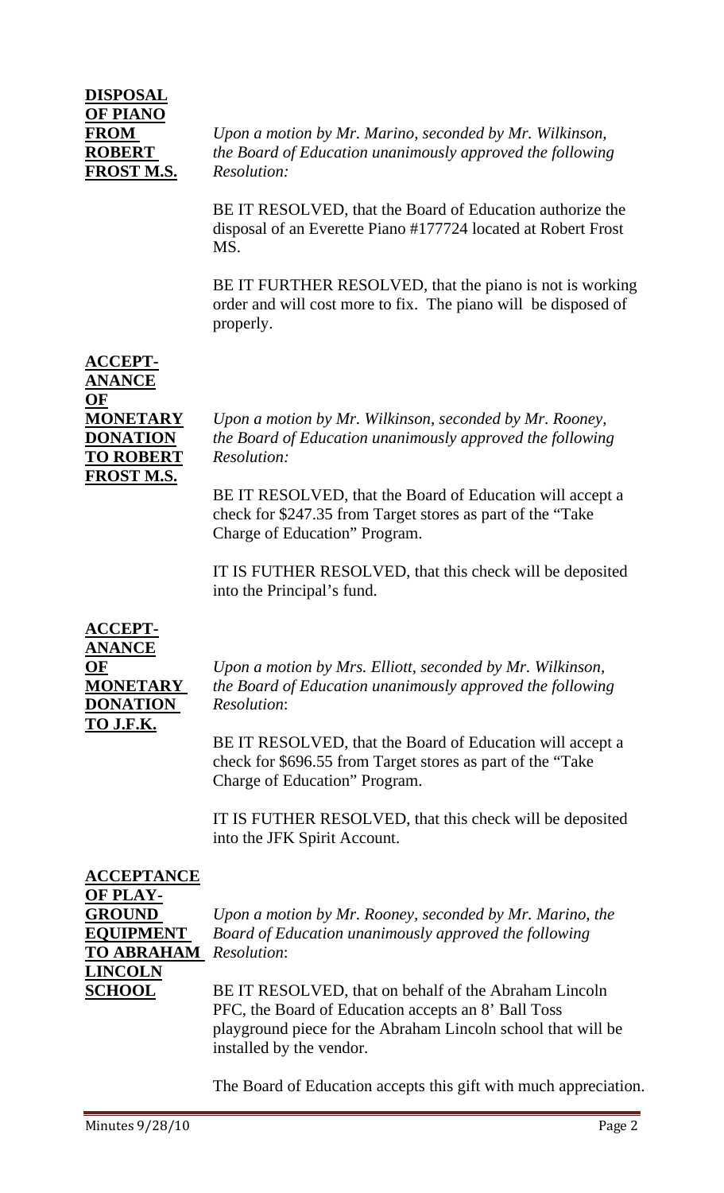**DISPOSAL OF PIANO FROM ROBERT FROST M.S.**

*Upon a motion by Mr. Marino, seconded by Mr. Wilkinson, the Board of Education unanimously approved the following Resolution:*

BE IT RESOLVED, that the Board of Education authorize the disposal of an Everette Piano #177724 located at Robert Frost MS.

BE IT FURTHER RESOLVED, that the piano is not is working order and will cost more to fix. The piano will be disposed of properly.

**ACCEPT-ANANCE OF MONETARY DONATION TO ROBERT FROST M.S.**

*Upon a motion by Mr. Wilkinson, seconded by Mr. Rooney, the Board of Education unanimously approved the following Resolution:*

BE IT RESOLVED, that the Board of Education will accept a check for $247.35 from Target stores as part of the "Take Charge of Education" Program.

IT IS FUTHER RESOLVED, that this check will be deposited into the Principal's fund.

**ACCEPT-ANANCE OF MONETARY DONATION TO J.F.K.**

*Upon a motion by Mrs. Elliott, seconded by Mr. Wilkinson, the Board of Education unanimously approved the following Resolution*:

BE IT RESOLVED, that the Board of Education will accept a check for $696.55 from Target stores as part of the "Take Charge of Education" Program.

IT IS FUTHER RESOLVED, that this check will be deposited into the JFK Spirit Account.

**ACCEPTANCE OF PLAY-GROUND EQUIPMENT TO ABRAHAM LINCOLN SCHOOL**

*Upon a motion by Mr. Rooney, seconded by Mr. Marino, the Board of Education unanimously approved the following Resolution*:

BE IT RESOLVED, that on behalf of the Abraham Lincoln PFC, the Board of Education accepts an 8' Ball Toss playground piece for the Abraham Lincoln school that will be installed by the vendor.

The Board of Education accepts this gift with much appreciation.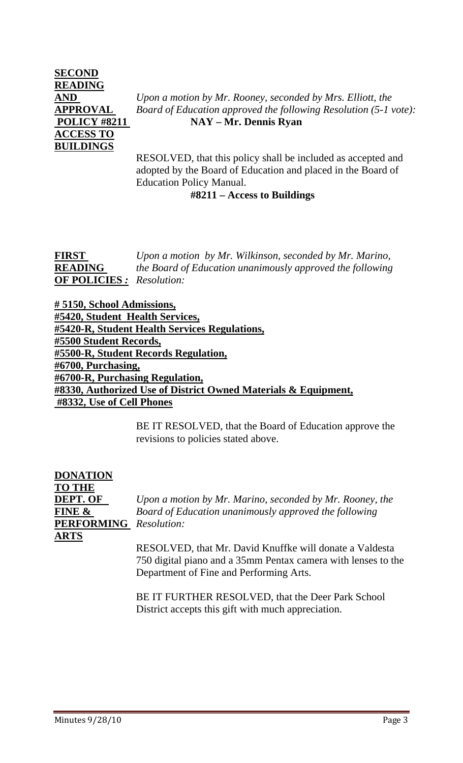**SECOND READING AND APPROVAL POLICY #8211 ACCESS TO BUILDINGS**

*Upon a motion by Mr. Rooney, seconded by Mrs. Elliott, the Board of Education approved the following Resolution (5-1 vote):*
**NAY – Mr. Dennis Ryan**

RESOLVED, that this policy shall be included as accepted and adopted by the Board of Education and placed in the Board of Education Policy Manual.

**#8211 – Access to Buildings**

**FIRST READING OF POLICIES*:***

*Upon a motion by Mr. Wilkinson, seconded by Mr. Marino, the Board of Education unanimously approved the following Resolution:*

**# 5150, School Admissions,**
**#5420, Student Health Services,**
**#5420-R, Student Health Services Regulations,**
**#5500 Student Records,**
**#5500-R, Student Records Regulation,**
**#6700, Purchasing,**
**#6700-R, Purchasing Regulation,**
**#8330, Authorized Use of District Owned Materials & Equipment,**
**#8332, Use of Cell Phones**

BE IT RESOLVED, that the Board of Education approve the revisions to policies stated above.

**DONATION TO THE DEPT. OF FINE & PERFORMING ARTS**

*Upon a motion by Mr. Marino, seconded by Mr. Rooney, the Board of Education unanimously approved the following Resolution:*

RESOLVED, that Mr. David Knuffke will donate a Valdesta 750 digital piano and a 35mm Pentax camera with lenses to the Department of Fine and Performing Arts.

BE IT FURTHER RESOLVED, that the Deer Park School District accepts this gift with much appreciation.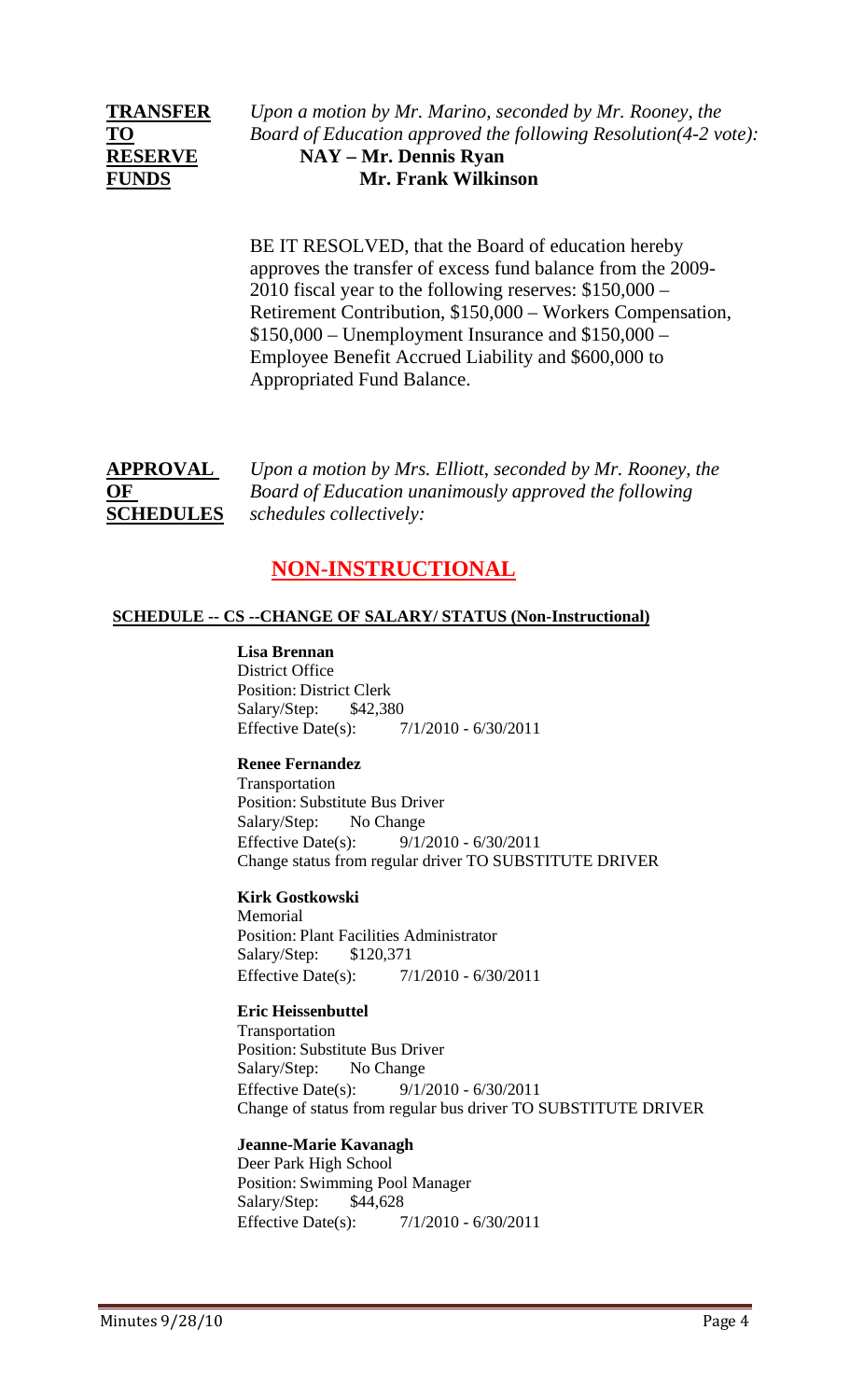**TRANSFER TO RESERVE FUNDS**

*Upon a motion by Mr. Marino, seconded by Mr. Rooney, the Board of Education approved the following Resolution(4-2 vote):*

**NAY – Mr. Dennis Ryan**
**Mr. Frank Wilkinson**

BE IT RESOLVED, that the Board of education hereby approves the transfer of excess fund balance from the 2009-2010 fiscal year to the following reserves: $150,000 – Retirement Contribution, $150,000 – Workers Compensation, $150,000 – Unemployment Insurance and $150,000 – Employee Benefit Accrued Liability and $600,000 to Appropriated Fund Balance.

**APPROVAL OF SCHEDULES**

*Upon a motion by Mrs. Elliott, seconded by Mr. Rooney, the Board of Education unanimously approved the following schedules collectively:*

## NON-INSTRUCTIONAL

**SCHEDULE -- CS --CHANGE OF SALARY/ STATUS (Non-Instructional)**

**Lisa Brennan**
District Office
Position: District Clerk
Salary/Step: $42,380
Effective Date(s): 7/1/2010 - 6/30/2011

**Renee Fernandez**
Transportation
Position: Substitute Bus Driver
Salary/Step: No Change
Effective Date(s): 9/1/2010 - 6/30/2011
Change status from regular driver TO SUBSTITUTE DRIVER

**Kirk Gostkowski**
Memorial
Position: Plant Facilities Administrator
Salary/Step: $120,371
Effective Date(s): 7/1/2010 - 6/30/2011

**Eric Heissenbuttel**
Transportation
Position: Substitute Bus Driver
Salary/Step: No Change
Effective Date(s): 9/1/2010 - 6/30/2011
Change of status from regular bus driver TO SUBSTITUTE DRIVER

**Jeanne-Marie Kavanagh**
Deer Park High School
Position: Swimming Pool Manager
Salary/Step: $44,628
Effective Date(s): 7/1/2010 - 6/30/2011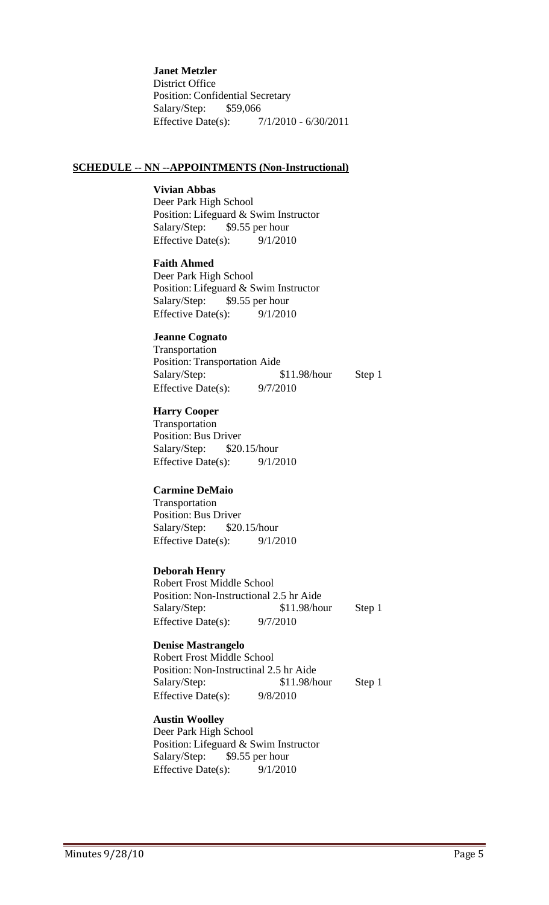**Janet Metzler**
District Office
Position: Confidential Secretary
Salary/Step: $59,066
Effective Date(s): 7/1/2010 - 6/30/2011

## SCHEDULE -- NN --APPOINTMENTS (Non-Instructional)

**Vivian Abbas**
Deer Park High School
Position: Lifeguard & Swim Instructor
Salary/Step: $9.55 per hour
Effective Date(s): 9/1/2010

**Faith Ahmed**
Deer Park High School
Position: Lifeguard & Swim Instructor
Salary/Step: $9.55 per hour
Effective Date(s): 9/1/2010

**Jeanne Cognato**
Transportation
Position: Transportation Aide
Salary/Step: $11.98/hour Step 1
Effective Date(s): 9/7/2010

**Harry Cooper**
Transportation
Position: Bus Driver
Salary/Step: $20.15/hour
Effective Date(s): 9/1/2010

**Carmine DeMaio**
Transportation
Position: Bus Driver
Salary/Step: $20.15/hour
Effective Date(s): 9/1/2010

**Deborah Henry**
Robert Frost Middle School
Position: Non-Instructional 2.5 hr Aide
Salary/Step: $11.98/hour Step 1
Effective Date(s): 9/7/2010

**Denise Mastrangelo**
Robert Frost Middle School
Position: Non-Instructinal 2.5 hr Aide
Salary/Step: $11.98/hour Step 1
Effective Date(s): 9/8/2010

**Austin Woolley**
Deer Park High School
Position: Lifeguard & Swim Instructor
Salary/Step: $9.55 per hour
Effective Date(s): 9/1/2010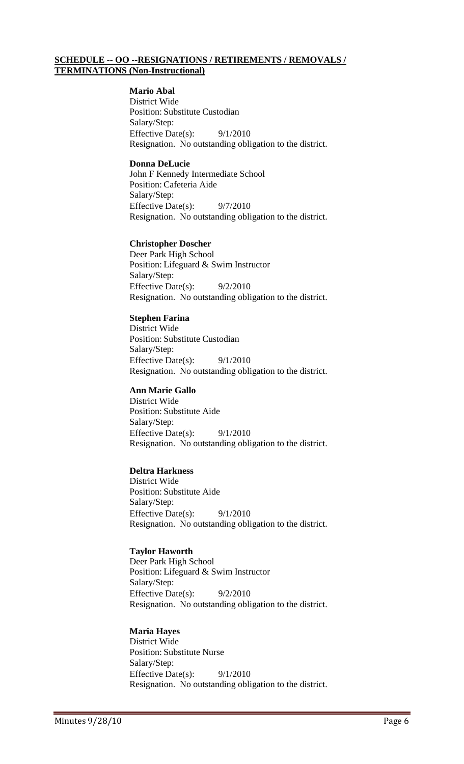**SCHEDULE -- OO --RESIGNATIONS / RETIREMENTS / REMOVALS / TERMINATIONS (Non-Instructional)**

**Mario Abal**
District Wide
Position: Substitute Custodian
Salary/Step:
Effective Date(s): 9/1/2010
Resignation. No outstanding obligation to the district.

**Donna DeLucie**
John F Kennedy Intermediate School
Position: Cafeteria Aide
Salary/Step:
Effective Date(s): 9/7/2010
Resignation. No outstanding obligation to the district.

**Christopher Doscher**
Deer Park High School
Position: Lifeguard & Swim Instructor
Salary/Step:
Effective Date(s): 9/2/2010
Resignation. No outstanding obligation to the district.

**Stephen Farina**
District Wide
Position: Substitute Custodian
Salary/Step:
Effective Date(s): 9/1/2010
Resignation. No outstanding obligation to the district.

**Ann Marie Gallo**
District Wide
Position: Substitute Aide
Salary/Step:
Effective Date(s): 9/1/2010
Resignation. No outstanding obligation to the district.

**Deltra Harkness**
District Wide
Position: Substitute Aide
Salary/Step:
Effective Date(s): 9/1/2010
Resignation. No outstanding obligation to the district.

**Taylor Haworth**
Deer Park High School
Position: Lifeguard & Swim Instructor
Salary/Step:
Effective Date(s): 9/2/2010
Resignation. No outstanding obligation to the district.

**Maria Hayes**
District Wide
Position: Substitute Nurse
Salary/Step:
Effective Date(s): 9/1/2010
Resignation. No outstanding obligation to the district.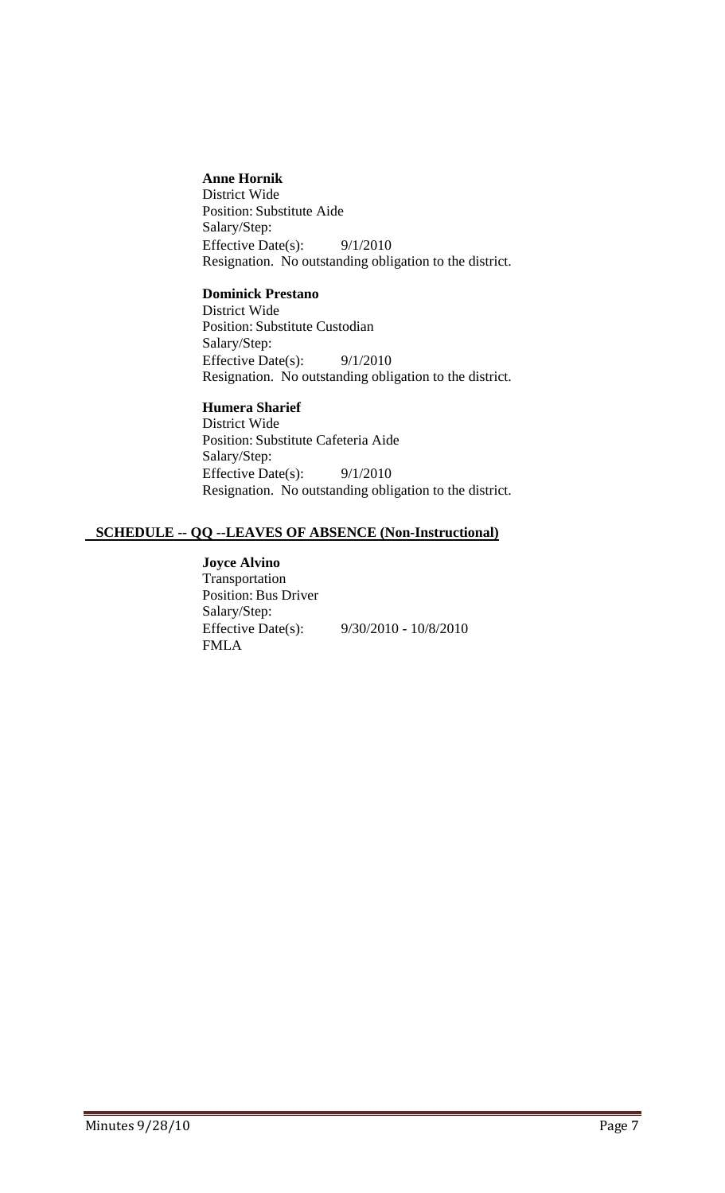**Anne Hornik**
District Wide
Position: Substitute Aide
Salary/Step:
Effective Date(s): 9/1/2010
Resignation. No outstanding obligation to the district.

**Dominick Prestano**
District Wide
Position: Substitute Custodian
Salary/Step:
Effective Date(s): 9/1/2010
Resignation. No outstanding obligation to the district.

**Humera Sharief**
District Wide
Position: Substitute Cafeteria Aide
Salary/Step:
Effective Date(s): 9/1/2010
Resignation. No outstanding obligation to the district.

**SCHEDULE -- QQ --LEAVES OF ABSENCE (Non-Instructional)**

**Joyce Alvino**
Transportation
Position: Bus Driver
Salary/Step:
Effective Date(s): 9/30/2010 - 10/8/2010
FMLA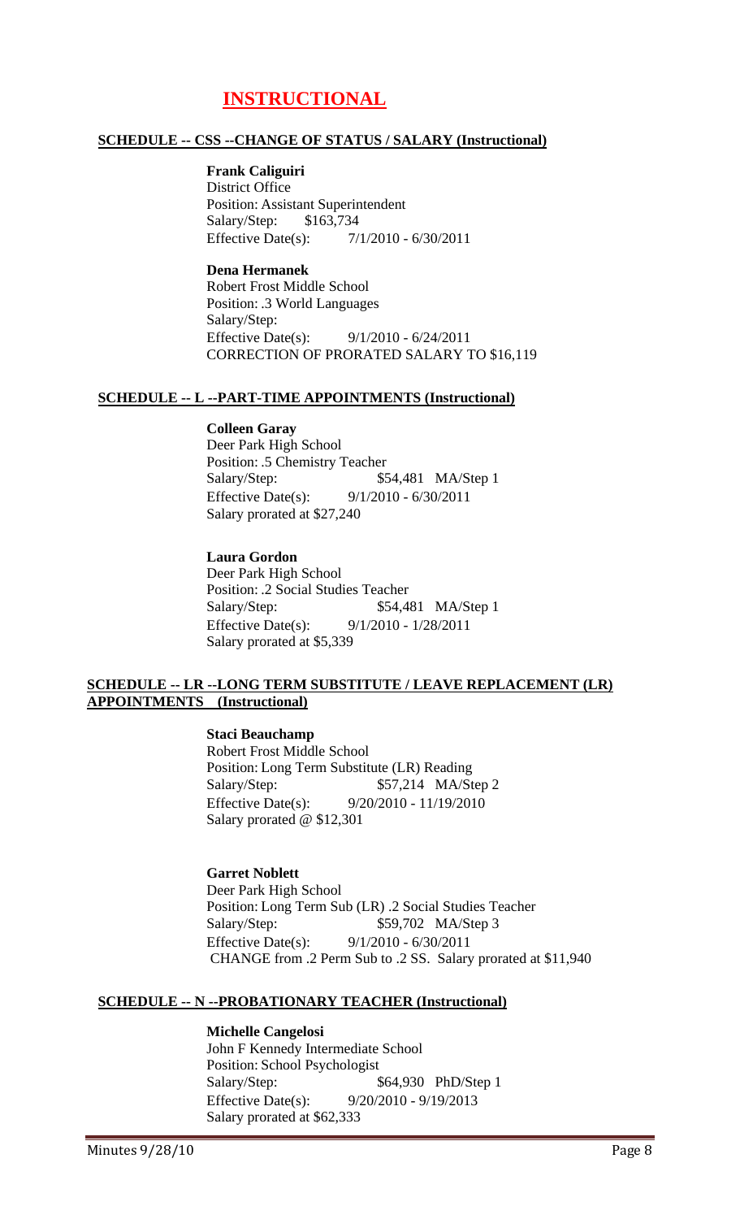# INSTRUCTIONAL

**SCHEDULE -- CSS --CHANGE OF STATUS / SALARY (Instructional)**

**Frank Caliguiri**
District Office
Position: Assistant Superintendent
Salary/Step: $163,734
Effective Date(s): 7/1/2010 - 6/30/2011

**Dena Hermanek**
Robert Frost Middle School
Position: .3 World Languages
Salary/Step:
Effective Date(s): 9/1/2010 - 6/24/2011
CORRECTION OF PRORATED SALARY TO $16,119

**SCHEDULE -- L --PART-TIME APPOINTMENTS (Instructional)**

**Colleen Garay**
Deer Park High School
Position: .5 Chemistry Teacher
Salary/Step: $54,481 MA/Step 1
Effective Date(s): 9/1/2010 - 6/30/2011
Salary prorated at $27,240

**Laura Gordon**
Deer Park High School
Position: .2 Social Studies Teacher
Salary/Step: $54,481 MA/Step 1
Effective Date(s): 9/1/2010 - 1/28/2011
Salary prorated at $5,339

**SCHEDULE -- LR --LONG TERM SUBSTITUTE / LEAVE REPLACEMENT (LR) APPOINTMENTS (Instructional)**

**Staci Beauchamp**
Robert Frost Middle School
Position: Long Term Substitute (LR) Reading
Salary/Step: $57,214 MA/Step 2
Effective Date(s): 9/20/2010 - 11/19/2010
Salary prorated @ $12,301

**Garret Noblett**
Deer Park High School
Position: Long Term Sub (LR) .2 Social Studies Teacher
Salary/Step: $59,702 MA/Step 3
Effective Date(s): 9/1/2010 - 6/30/2011
CHANGE from .2 Perm Sub to .2 SS. Salary prorated at $11,940

**SCHEDULE -- N --PROBATIONARY TEACHER (Instructional)**

**Michelle Cangelosi**
John F Kennedy Intermediate School
Position: School Psychologist
Salary/Step: $64,930 PhD/Step 1
Effective Date(s): 9/20/2010 - 9/19/2013
Salary prorated at $62,333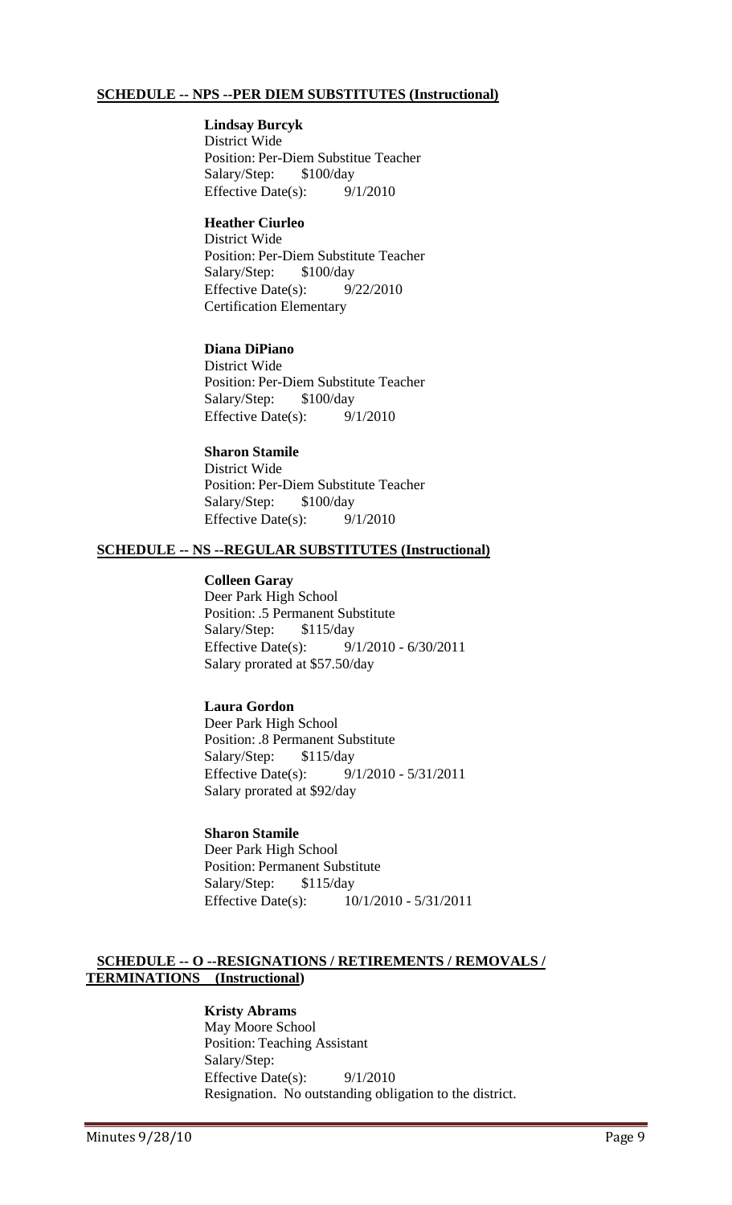**SCHEDULE -- NPS --PER DIEM SUBSTITUTES (Instructional)**

**Lindsay Burcyk**
District Wide
Position: Per-Diem Substitue Teacher
Salary/Step: $100/day
Effective Date(s): 9/1/2010

**Heather Ciurleo**
District Wide
Position: Per-Diem Substitute Teacher
Salary/Step: $100/day
Effective Date(s): 9/22/2010
Certification Elementary

**Diana DiPiano**
District Wide
Position: Per-Diem Substitute Teacher
Salary/Step: $100/day
Effective Date(s): 9/1/2010

**Sharon Stamile**
District Wide
Position: Per-Diem Substitute Teacher
Salary/Step: $100/day
Effective Date(s): 9/1/2010

**SCHEDULE -- NS --REGULAR SUBSTITUTES (Instructional)**

**Colleen Garay**
Deer Park High School
Position: .5 Permanent Substitute
Salary/Step: $115/day
Effective Date(s): 9/1/2010 - 6/30/2011
Salary prorated at $57.50/day

**Laura Gordon**
Deer Park High School
Position: .8 Permanent Substitute
Salary/Step: $115/day
Effective Date(s): 9/1/2010 - 5/31/2011
Salary prorated at $92/day

**Sharon Stamile**
Deer Park High School
Position: Permanent Substitute
Salary/Step: $115/day
Effective Date(s): 10/1/2010 - 5/31/2011

**SCHEDULE -- O --RESIGNATIONS / RETIREMENTS / REMOVALS / TERMINATIONS (Instructional)**

**Kristy Abrams**
May Moore School
Position: Teaching Assistant
Salary/Step:
Effective Date(s): 9/1/2010
Resignation. No outstanding obligation to the district.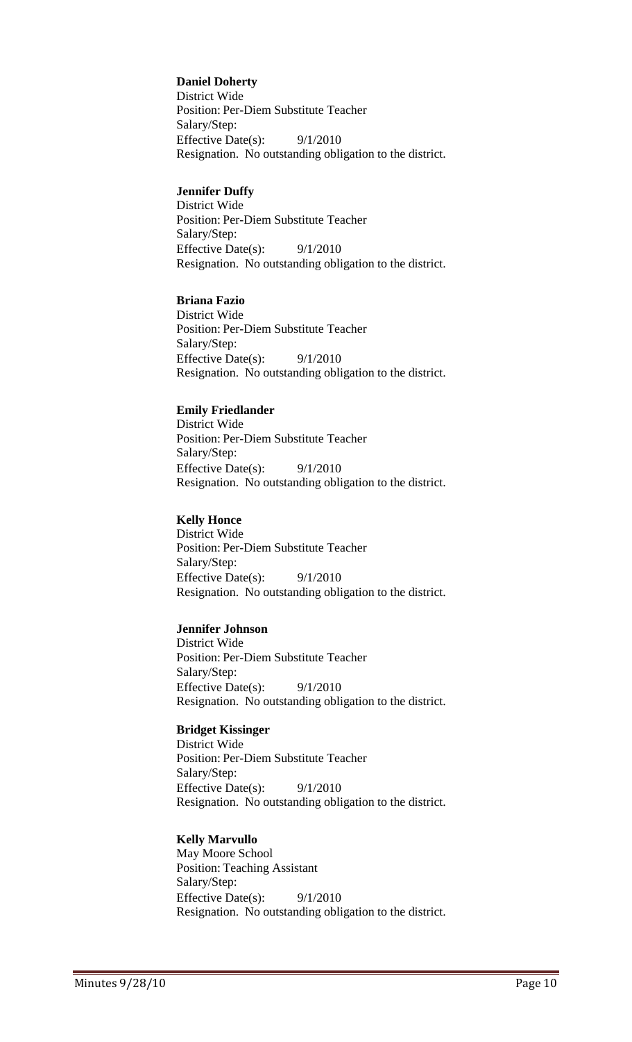**Daniel Doherty**
District Wide
Position: Per-Diem Substitute Teacher
Salary/Step:
Effective Date(s): 9/1/2010
Resignation. No outstanding obligation to the district.

**Jennifer Duffy**
District Wide
Position: Per-Diem Substitute Teacher
Salary/Step:
Effective Date(s): 9/1/2010
Resignation. No outstanding obligation to the district.

**Briana Fazio**
District Wide
Position: Per-Diem Substitute Teacher
Salary/Step:
Effective Date(s): 9/1/2010
Resignation. No outstanding obligation to the district.

**Emily Friedlander**
District Wide
Position: Per-Diem Substitute Teacher
Salary/Step:
Effective Date(s): 9/1/2010
Resignation. No outstanding obligation to the district.

**Kelly Honce**
District Wide
Position: Per-Diem Substitute Teacher
Salary/Step:
Effective Date(s): 9/1/2010
Resignation. No outstanding obligation to the district.

**Jennifer Johnson**
District Wide
Position: Per-Diem Substitute Teacher
Salary/Step:
Effective Date(s): 9/1/2010
Resignation. No outstanding obligation to the district.

**Bridget Kissinger**
District Wide
Position: Per-Diem Substitute Teacher
Salary/Step:
Effective Date(s): 9/1/2010
Resignation. No outstanding obligation to the district.

**Kelly Marvullo**
May Moore School
Position: Teaching Assistant
Salary/Step:
Effective Date(s): 9/1/2010
Resignation. No outstanding obligation to the district.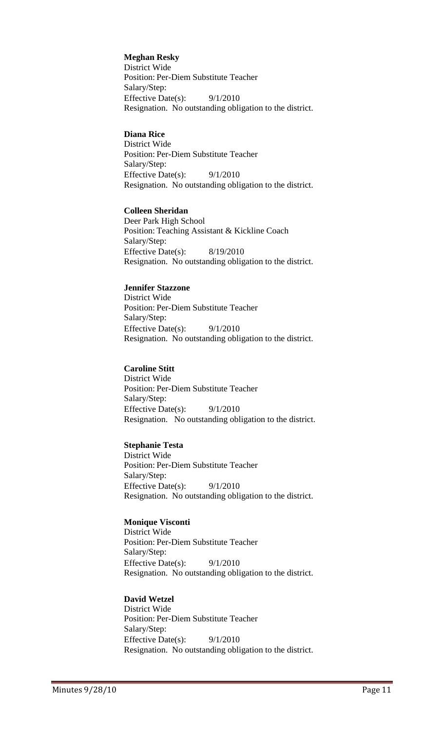**Meghan Resky**
District Wide
Position: Per-Diem Substitute Teacher
Salary/Step:
Effective Date(s): 9/1/2010
Resignation. No outstanding obligation to the district.

**Diana Rice**
District Wide
Position: Per-Diem Substitute Teacher
Salary/Step:
Effective Date(s): 9/1/2010
Resignation. No outstanding obligation to the district.

**Colleen Sheridan**
Deer Park High School
Position: Teaching Assistant & Kickline Coach
Salary/Step:
Effective Date(s): 8/19/2010
Resignation. No outstanding obligation to the district.

**Jennifer Stazzone**
District Wide
Position: Per-Diem Substitute Teacher
Salary/Step:
Effective Date(s): 9/1/2010
Resignation. No outstanding obligation to the district.

**Caroline Stitt**
District Wide
Position: Per-Diem Substitute Teacher
Salary/Step:
Effective Date(s): 9/1/2010
Resignation. No outstanding obligation to the district.

**Stephanie Testa**
District Wide
Position: Per-Diem Substitute Teacher
Salary/Step:
Effective Date(s): 9/1/2010
Resignation. No outstanding obligation to the district.

**Monique Visconti**
District Wide
Position: Per-Diem Substitute Teacher
Salary/Step:
Effective Date(s): 9/1/2010
Resignation. No outstanding obligation to the district.

**David Wetzel**
District Wide
Position: Per-Diem Substitute Teacher
Salary/Step:
Effective Date(s): 9/1/2010
Resignation. No outstanding obligation to the district.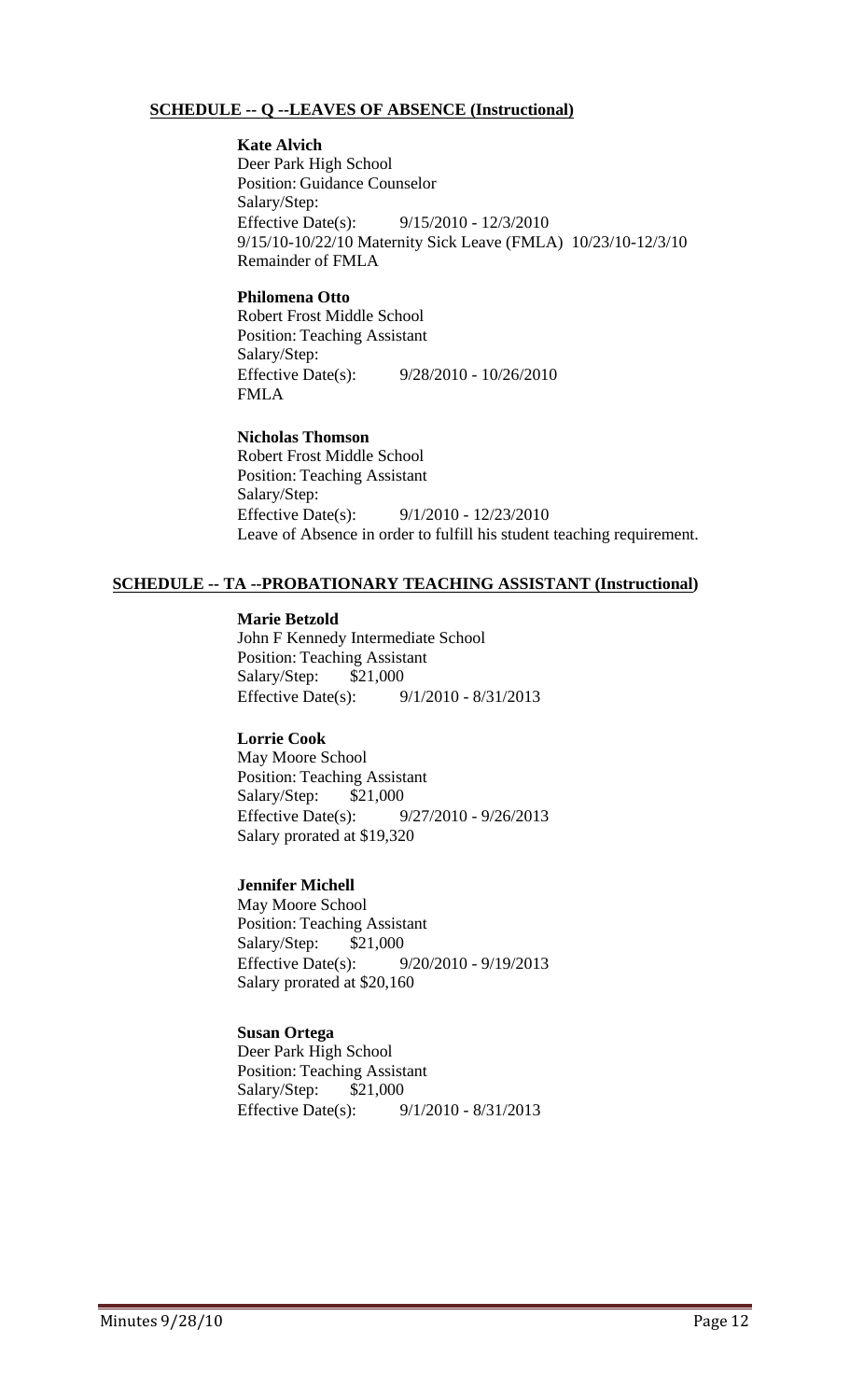**SCHEDULE -- Q --LEAVES OF ABSENCE (Instructional)**

**Kate Alvich**
Deer Park High School
Position: Guidance Counselor
Salary/Step:
Effective Date(s): 9/15/2010 - 12/3/2010
9/15/10-10/22/10 Maternity Sick Leave (FMLA) 10/23/10-12/3/10 Remainder of FMLA

**Philomena Otto**
Robert Frost Middle School
Position: Teaching Assistant
Salary/Step:
Effective Date(s): 9/28/2010 - 10/26/2010
FMLA

**Nicholas Thomson**
Robert Frost Middle School
Position: Teaching Assistant
Salary/Step:
Effective Date(s): 9/1/2010 - 12/23/2010
Leave of Absence in order to fulfill his student teaching requirement.

**SCHEDULE -- TA --PROBATIONARY TEACHING ASSISTANT (Instructional)**

**Marie Betzold**
John F Kennedy Intermediate School
Position: Teaching Assistant
Salary/Step: $21,000
Effective Date(s): 9/1/2010 - 8/31/2013

**Lorrie Cook**
May Moore School
Position: Teaching Assistant
Salary/Step: $21,000
Effective Date(s): 9/27/2010 - 9/26/2013
Salary prorated at $19,320

**Jennifer Michell**
May Moore School
Position: Teaching Assistant
Salary/Step: $21,000
Effective Date(s): 9/20/2010 - 9/19/2013
Salary prorated at $20,160

**Susan Ortega**
Deer Park High School
Position: Teaching Assistant
Salary/Step: $21,000
Effective Date(s): 9/1/2010 - 8/31/2013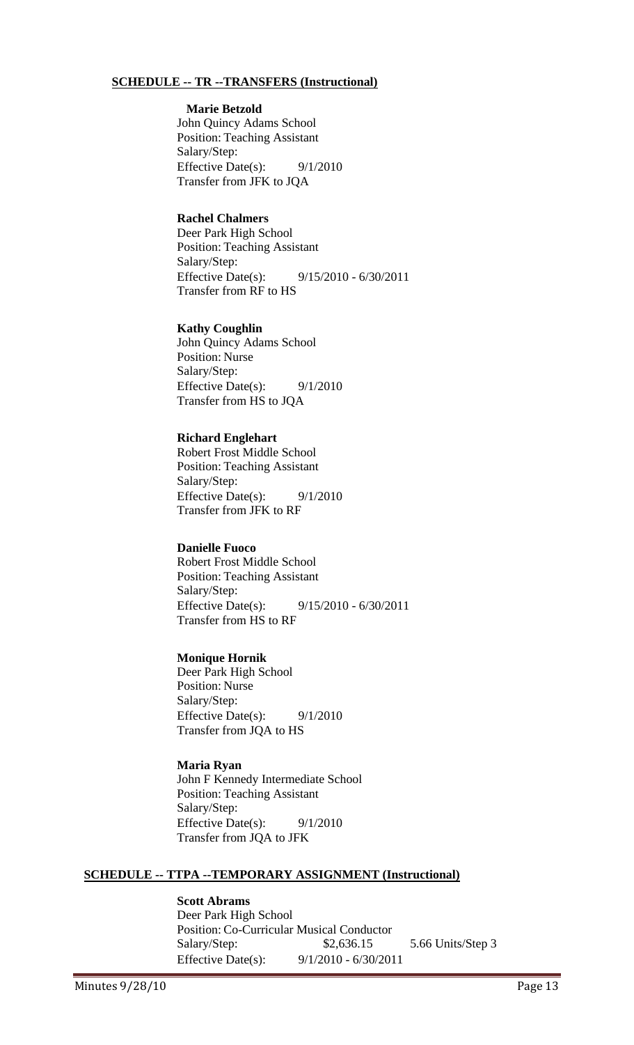**SCHEDULE -- TR --TRANSFERS (Instructional)**

**Marie Betzold**
John Quincy Adams School
Position: Teaching Assistant
Salary/Step:
Effective Date(s): 9/1/2010
Transfer from JFK to JQA

**Rachel Chalmers**
Deer Park High School
Position: Teaching Assistant
Salary/Step:
Effective Date(s): 9/15/2010 - 6/30/2011
Transfer from RF to HS

**Kathy Coughlin**
John Quincy Adams School
Position: Nurse
Salary/Step:
Effective Date(s): 9/1/2010
Transfer from HS to JQA

**Richard Englehart**
Robert Frost Middle School
Position: Teaching Assistant
Salary/Step:
Effective Date(s): 9/1/2010
Transfer from JFK to RF

**Danielle Fuoco**
Robert Frost Middle School
Position: Teaching Assistant
Salary/Step:
Effective Date(s): 9/15/2010 - 6/30/2011
Transfer from HS to RF

**Monique Hornik**
Deer Park High School
Position: Nurse
Salary/Step:
Effective Date(s): 9/1/2010
Transfer from JQA to HS

**Maria Ryan**
John F Kennedy Intermediate School
Position: Teaching Assistant
Salary/Step:
Effective Date(s): 9/1/2010
Transfer from JQA to JFK

**SCHEDULE -- TTPA --TEMPORARY ASSIGNMENT (Instructional)**

**Scott Abrams**
Deer Park High School
Position: Co-Curricular Musical Conductor
Salary/Step: $2,636.15 5.66 Units/Step 3
Effective Date(s): 9/1/2010 - 6/30/2011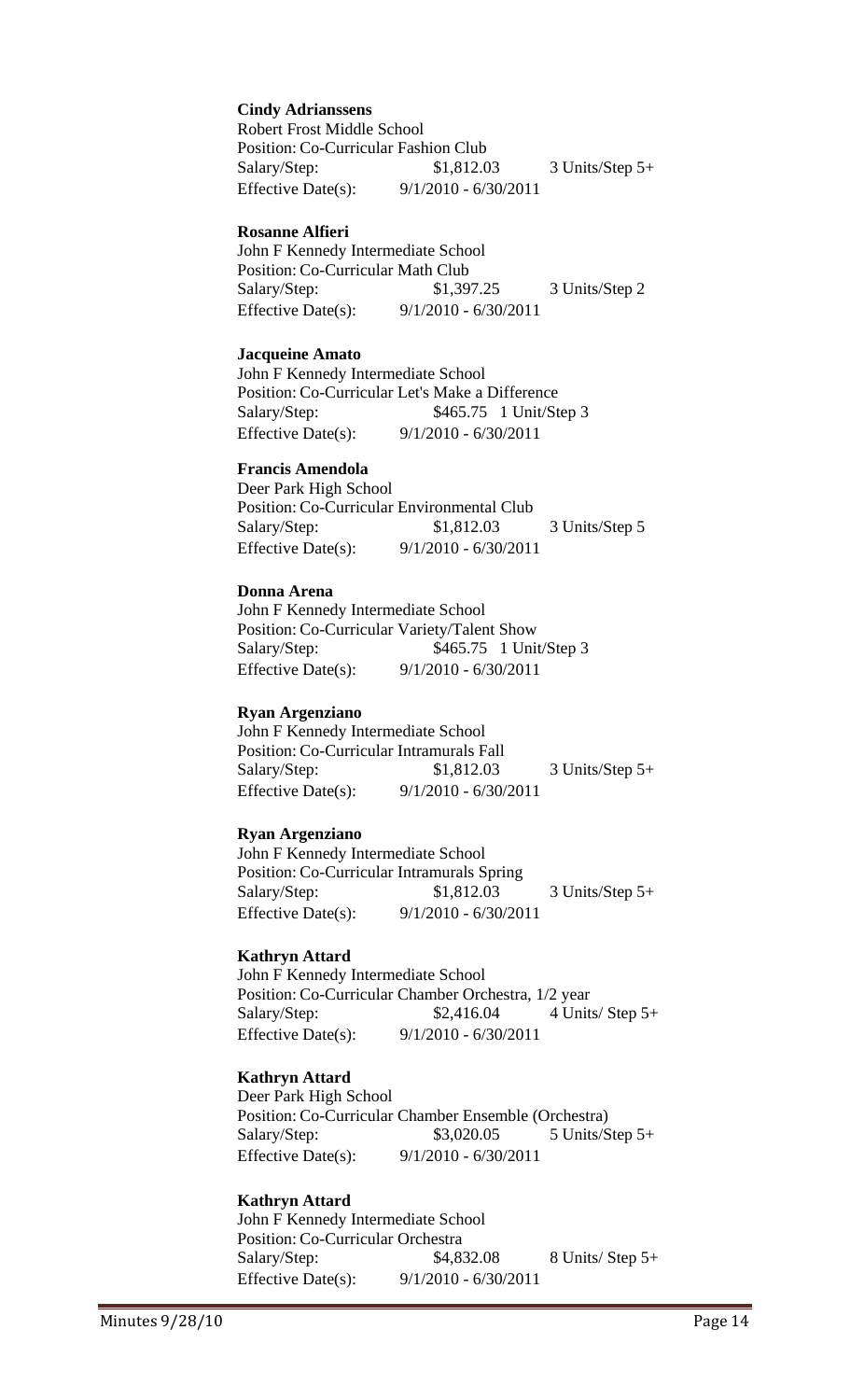**Cindy Adrianssens**
Robert Frost Middle School
Position: Co-Curricular Fashion Club
Salary/Step: $1,812.03 3 Units/Step 5+
Effective Date(s): 9/1/2010 - 6/30/2011

**Rosanne Alfieri**
John F Kennedy Intermediate School
Position: Co-Curricular Math Club
Salary/Step: $1,397.25 3 Units/Step 2
Effective Date(s): 9/1/2010 - 6/30/2011

**Jacqueine Amato**
John F Kennedy Intermediate School
Position: Co-Curricular Let's Make a Difference
Salary/Step: $465.75 1 Unit/Step 3
Effective Date(s): 9/1/2010 - 6/30/2011

**Francis Amendola**
Deer Park High School
Position: Co-Curricular Environmental Club
Salary/Step: $1,812.03 3 Units/Step 5
Effective Date(s): 9/1/2010 - 6/30/2011

**Donna Arena**
John F Kennedy Intermediate School
Position: Co-Curricular Variety/Talent Show
Salary/Step: $465.75 1 Unit/Step 3
Effective Date(s): 9/1/2010 - 6/30/2011

**Ryan Argenziano**
John F Kennedy Intermediate School
Position: Co-Curricular Intramurals Fall
Salary/Step: $1,812.03 3 Units/Step 5+
Effective Date(s): 9/1/2010 - 6/30/2011

**Ryan Argenziano**
John F Kennedy Intermediate School
Position: Co-Curricular Intramurals Spring
Salary/Step: $1,812.03 3 Units/Step 5+
Effective Date(s): 9/1/2010 - 6/30/2011

**Kathryn Attard**
John F Kennedy Intermediate School
Position: Co-Curricular Chamber Orchestra, 1/2 year
Salary/Step: $2,416.04 4 Units/ Step 5+
Effective Date(s): 9/1/2010 - 6/30/2011

**Kathryn Attard**
Deer Park High School
Position: Co-Curricular Chamber Ensemble (Orchestra)
Salary/Step: $3,020.05 5 Units/Step 5+
Effective Date(s): 9/1/2010 - 6/30/2011

**Kathryn Attard**
John F Kennedy Intermediate School
Position: Co-Curricular Orchestra
Salary/Step: $4,832.08 8 Units/ Step 5+
Effective Date(s): 9/1/2010 - 6/30/2011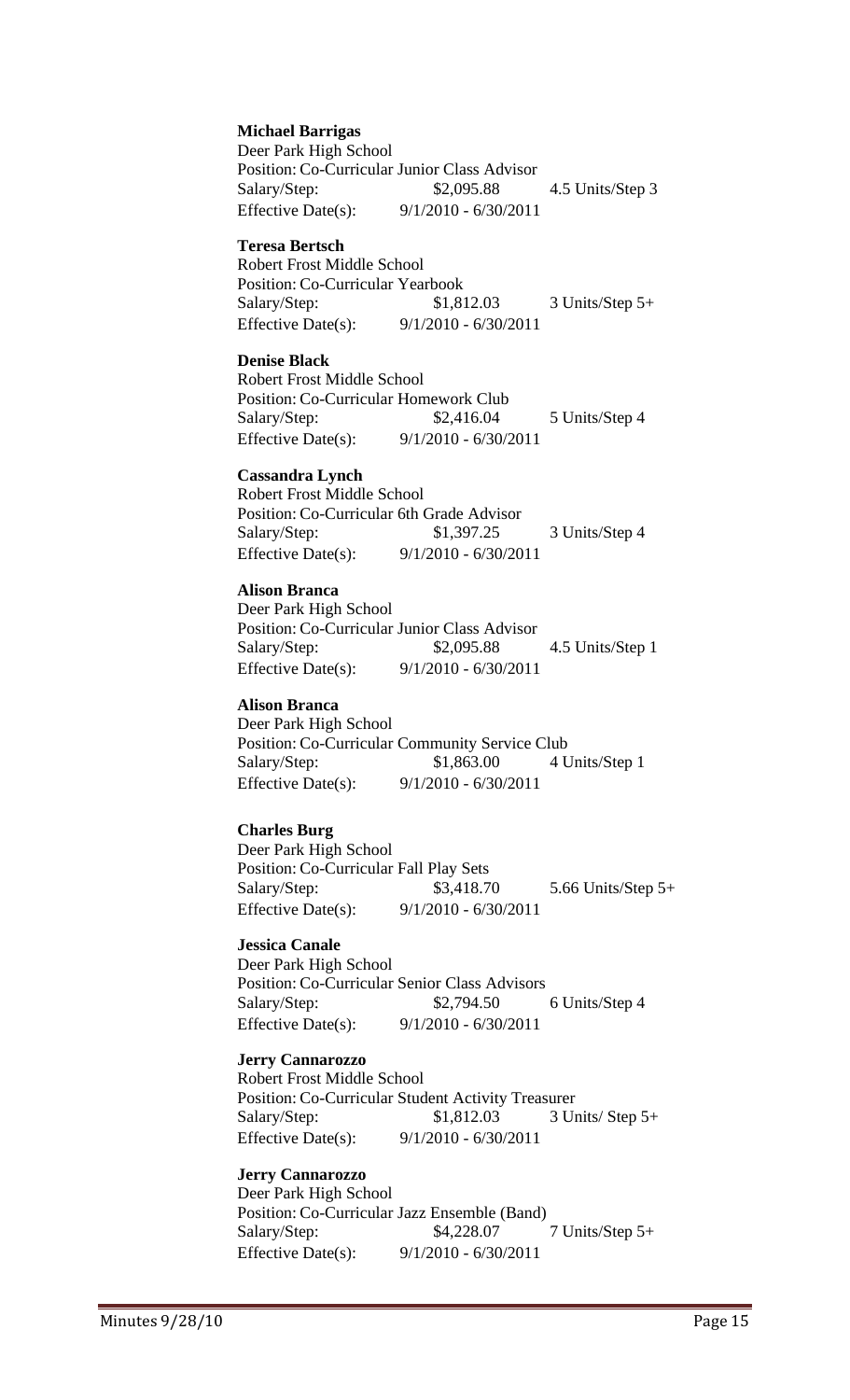**Michael Barrigas**
Deer Park High School
Position: Co-Curricular Junior Class Advisor
Salary/Step: $2,095.88 4.5 Units/Step 3
Effective Date(s): 9/1/2010 - 6/30/2011

**Teresa Bertsch**
Robert Frost Middle School
Position: Co-Curricular Yearbook
Salary/Step: $1,812.03 3 Units/Step 5+
Effective Date(s): 9/1/2010 - 6/30/2011

**Denise Black**
Robert Frost Middle School
Position: Co-Curricular Homework Club
Salary/Step: $2,416.04 5 Units/Step 4
Effective Date(s): 9/1/2010 - 6/30/2011

**Cassandra Lynch**
Robert Frost Middle School
Position: Co-Curricular 6th Grade Advisor
Salary/Step: $1,397.25 3 Units/Step 4
Effective Date(s): 9/1/2010 - 6/30/2011

**Alison Branca**
Deer Park High School
Position: Co-Curricular Junior Class Advisor
Salary/Step: $2,095.88 4.5 Units/Step 1
Effective Date(s): 9/1/2010 - 6/30/2011

**Alison Branca**
Deer Park High School
Position: Co-Curricular Community Service Club
Salary/Step: $1,863.00 4 Units/Step 1
Effective Date(s): 9/1/2010 - 6/30/2011

**Charles Burg**
Deer Park High School
Position: Co-Curricular Fall Play Sets
Salary/Step: $3,418.70 5.66 Units/Step 5+
Effective Date(s): 9/1/2010 - 6/30/2011

**Jessica Canale**
Deer Park High School
Position: Co-Curricular Senior Class Advisors
Salary/Step: $2,794.50 6 Units/Step 4
Effective Date(s): 9/1/2010 - 6/30/2011

**Jerry Cannarozzo**
Robert Frost Middle School
Position: Co-Curricular Student Activity Treasurer
Salary/Step: $1,812.03 3 Units/ Step 5+
Effective Date(s): 9/1/2010 - 6/30/2011

**Jerry Cannarozzo**
Deer Park High School
Position: Co-Curricular Jazz Ensemble (Band)
Salary/Step: $4,228.07 7 Units/Step 5+
Effective Date(s): 9/1/2010 - 6/30/2011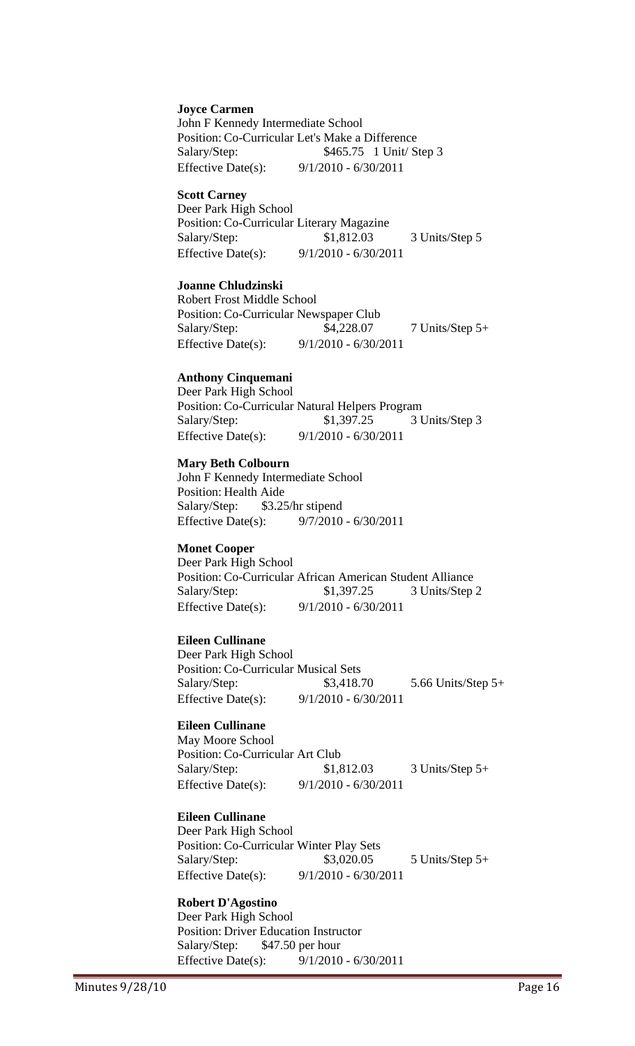**Joyce Carmen**
John F Kennedy Intermediate School
Position: Co-Curricular Let's Make a Difference
Salary/Step: $465.75 1 Unit/ Step 3
Effective Date(s): 9/1/2010 - 6/30/2011

**Scott Carney**
Deer Park High School
Position: Co-Curricular Literary Magazine
Salary/Step: $1,812.03 3 Units/Step 5
Effective Date(s): 9/1/2010 - 6/30/2011

**Joanne Chludzinski**
Robert Frost Middle School
Position: Co-Curricular Newspaper Club
Salary/Step: $4,228.07 7 Units/Step 5+
Effective Date(s): 9/1/2010 - 6/30/2011

**Anthony Cinquemani**
Deer Park High School
Position: Co-Curricular Natural Helpers Program
Salary/Step: $1,397.25 3 Units/Step 3
Effective Date(s): 9/1/2010 - 6/30/2011

**Mary Beth Colbourn**
John F Kennedy Intermediate School
Position: Health Aide
Salary/Step: $3.25/hr stipend
Effective Date(s): 9/7/2010 - 6/30/2011

**Monet Cooper**
Deer Park High School
Position: Co-Curricular African American Student Alliance
Salary/Step: $1,397.25 3 Units/Step 2
Effective Date(s): 9/1/2010 - 6/30/2011

**Eileen Cullinane**
Deer Park High School
Position: Co-Curricular Musical Sets
Salary/Step: $3,418.70 5.66 Units/Step 5+
Effective Date(s): 9/1/2010 - 6/30/2011

**Eileen Cullinane**
May Moore School
Position: Co-Curricular Art Club
Salary/Step: $1,812.03 3 Units/Step 5+
Effective Date(s): 9/1/2010 - 6/30/2011

**Eileen Cullinane**
Deer Park High School
Position: Co-Curricular Winter Play Sets
Salary/Step: $3,020.05 5 Units/Step 5+
Effective Date(s): 9/1/2010 - 6/30/2011

**Robert D'Agostino**
Deer Park High School
Position: Driver Education Instructor
Salary/Step: $47.50 per hour
Effective Date(s): 9/1/2010 - 6/30/2011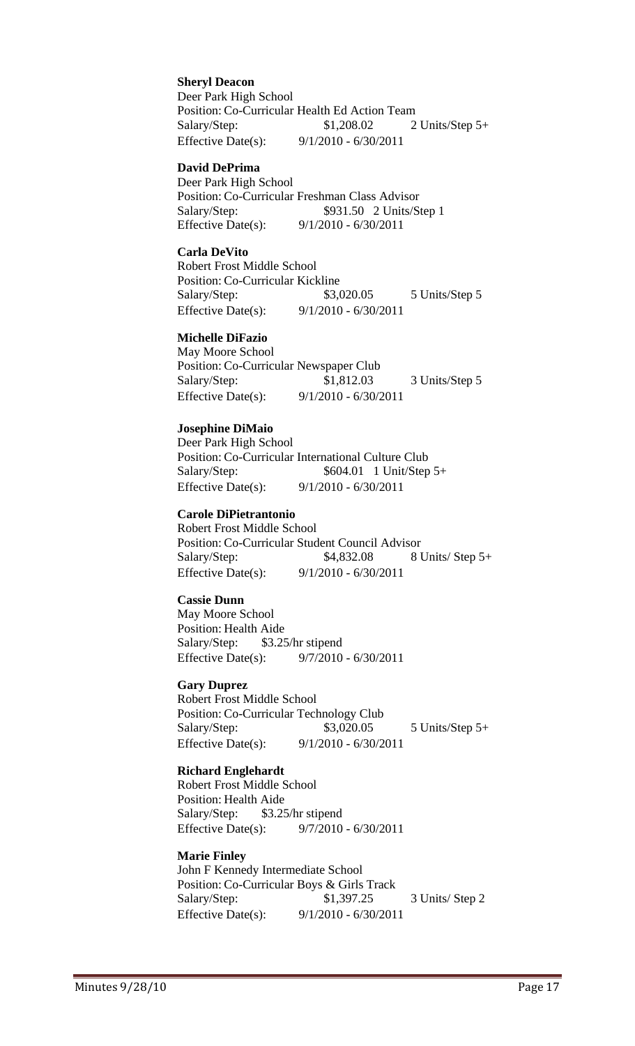**Sheryl Deacon**
Deer Park High School
Position: Co-Curricular Health Ed Action Team
Salary/Step: $1,208.02 2 Units/Step 5+
Effective Date(s): 9/1/2010 - 6/30/2011

**David DePrima**
Deer Park High School
Position: Co-Curricular Freshman Class Advisor
Salary/Step: $931.50 2 Units/Step 1
Effective Date(s): 9/1/2010 - 6/30/2011

**Carla DeVito**
Robert Frost Middle School
Position: Co-Curricular Kickline
Salary/Step: $3,020.05 5 Units/Step 5
Effective Date(s): 9/1/2010 - 6/30/2011

**Michelle DiFazio**
May Moore School
Position: Co-Curricular Newspaper Club
Salary/Step: $1,812.03 3 Units/Step 5
Effective Date(s): 9/1/2010 - 6/30/2011

**Josephine DiMaio**
Deer Park High School
Position: Co-Curricular International Culture Club
Salary/Step: $604.01 1 Unit/Step 5+
Effective Date(s): 9/1/2010 - 6/30/2011

**Carole DiPietrantonio**
Robert Frost Middle School
Position: Co-Curricular Student Council Advisor
Salary/Step: $4,832.08 8 Units/ Step 5+
Effective Date(s): 9/1/2010 - 6/30/2011

**Cassie Dunn**
May Moore School
Position: Health Aide
Salary/Step: $3.25/hr stipend
Effective Date(s): 9/7/2010 - 6/30/2011

**Gary Duprez**
Robert Frost Middle School
Position: Co-Curricular Technology Club
Salary/Step: $3,020.05 5 Units/Step 5+
Effective Date(s): 9/1/2010 - 6/30/2011

**Richard Englehardt**
Robert Frost Middle School
Position: Health Aide
Salary/Step: $3.25/hr stipend
Effective Date(s): 9/7/2010 - 6/30/2011

**Marie Finley**
John F Kennedy Intermediate School
Position: Co-Curricular Boys & Girls Track
Salary/Step: $1,397.25 3 Units/ Step 2
Effective Date(s): 9/1/2010 - 6/30/2011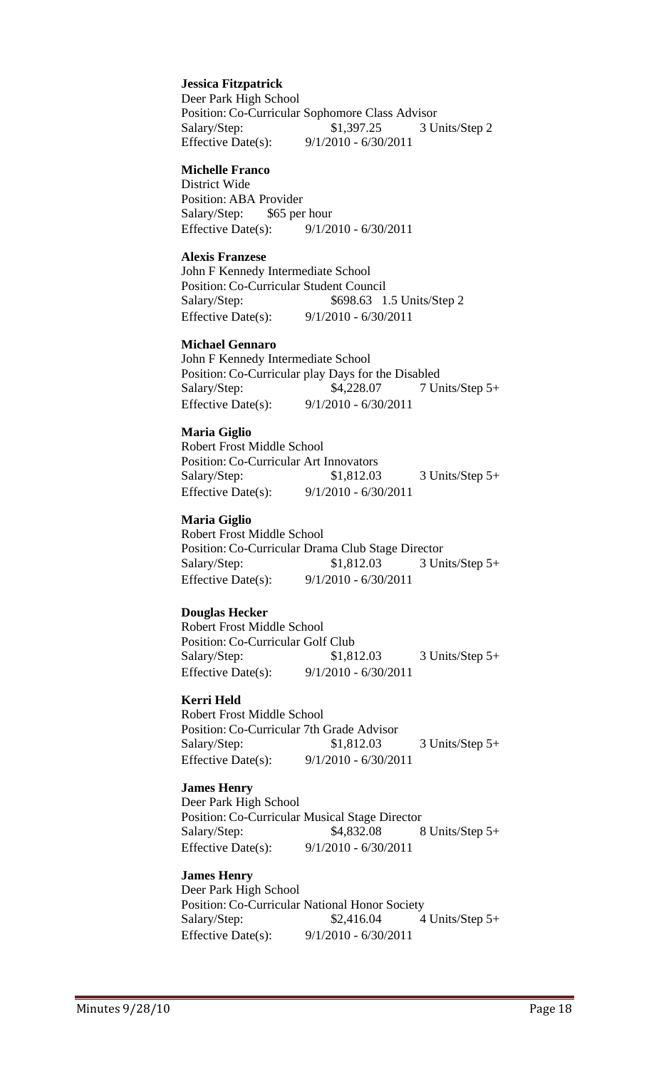**Jessica Fitzpatrick**
Deer Park High School
Position: Co-Curricular Sophomore Class Advisor
Salary/Step: $1,397.25 3 Units/Step 2
Effective Date(s): 9/1/2010 - 6/30/2011

**Michelle Franco**
District Wide
Position: ABA Provider
Salary/Step: $65 per hour
Effective Date(s): 9/1/2010 - 6/30/2011

**Alexis Franzese**
John F Kennedy Intermediate School
Position: Co-Curricular Student Council
Salary/Step: $698.63 1.5 Units/Step 2
Effective Date(s): 9/1/2010 - 6/30/2011

**Michael Gennaro**
John F Kennedy Intermediate School
Position: Co-Curricular play Days for the Disabled
Salary/Step: $4,228.07 7 Units/Step 5+
Effective Date(s): 9/1/2010 - 6/30/2011

**Maria Giglio**
Robert Frost Middle School
Position: Co-Curricular Art Innovators
Salary/Step: $1,812.03 3 Units/Step 5+
Effective Date(s): 9/1/2010 - 6/30/2011

**Maria Giglio**
Robert Frost Middle School
Position: Co-Curricular Drama Club Stage Director
Salary/Step: $1,812.03 3 Units/Step 5+
Effective Date(s): 9/1/2010 - 6/30/2011

**Douglas Hecker**
Robert Frost Middle School
Position: Co-Curricular Golf Club
Salary/Step: $1,812.03 3 Units/Step 5+
Effective Date(s): 9/1/2010 - 6/30/2011

**Kerri Held**
Robert Frost Middle School
Position: Co-Curricular 7th Grade Advisor
Salary/Step: $1,812.03 3 Units/Step 5+
Effective Date(s): 9/1/2010 - 6/30/2011

**James Henry**
Deer Park High School
Position: Co-Curricular Musical Stage Director
Salary/Step: $4,832.08 8 Units/Step 5+
Effective Date(s): 9/1/2010 - 6/30/2011

**James Henry**
Deer Park High School
Position: Co-Curricular National Honor Society
Salary/Step: $2,416.04 4 Units/Step 5+
Effective Date(s): 9/1/2010 - 6/30/2011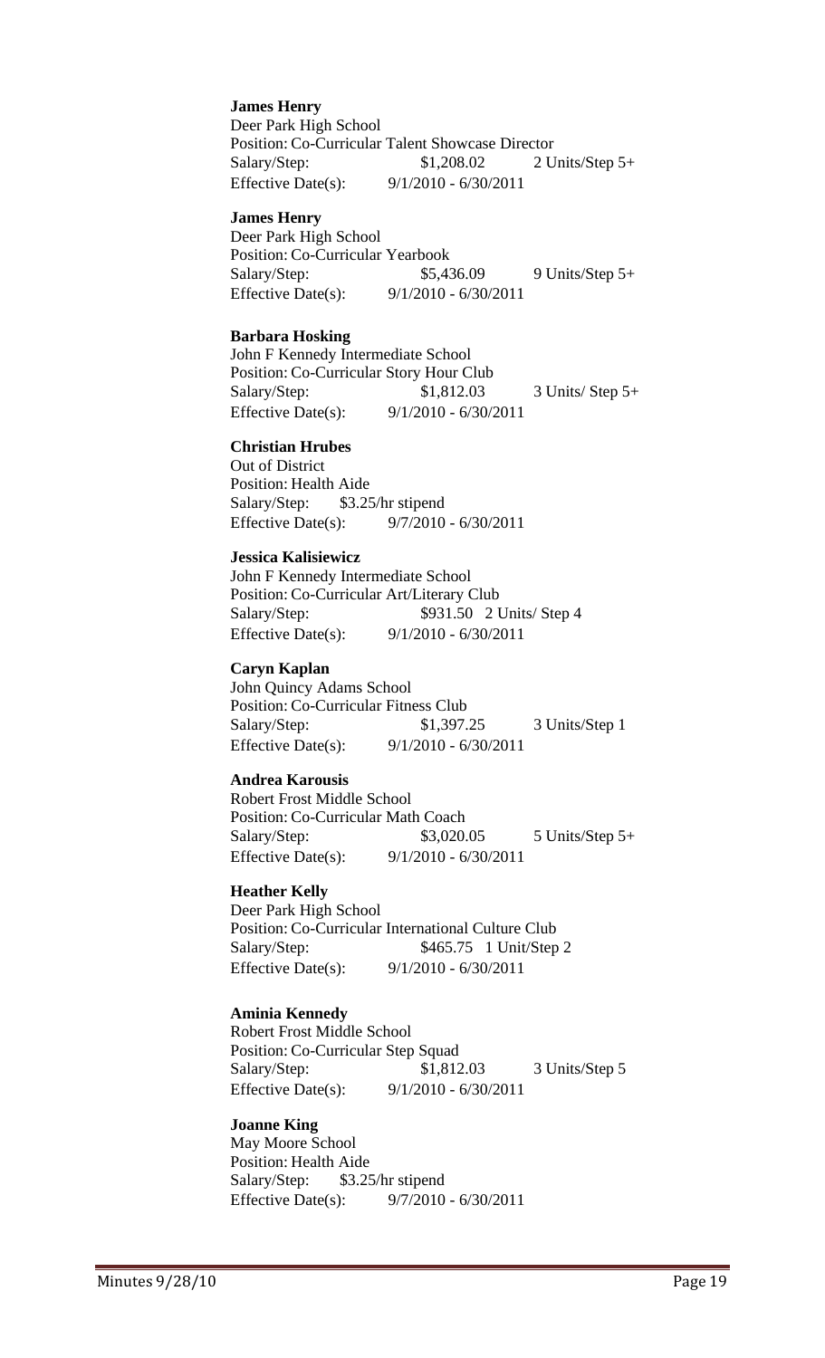**James Henry**
Deer Park High School
Position: Co-Curricular Talent Showcase Director
Salary/Step: $1,208.02 2 Units/Step 5+
Effective Date(s): 9/1/2010 - 6/30/2011

**James Henry**
Deer Park High School
Position: Co-Curricular Yearbook
Salary/Step: $5,436.09 9 Units/Step 5+
Effective Date(s): 9/1/2010 - 6/30/2011

**Barbara Hosking**
John F Kennedy Intermediate School
Position: Co-Curricular Story Hour Club
Salary/Step: $1,812.03 3 Units/ Step 5+
Effective Date(s): 9/1/2010 - 6/30/2011

**Christian Hrubes**
Out of District
Position: Health Aide
Salary/Step: $3.25/hr stipend
Effective Date(s): 9/7/2010 - 6/30/2011

**Jessica Kalisiewicz**
John F Kennedy Intermediate School
Position: Co-Curricular Art/Literary Club
Salary/Step: $931.50 2 Units/ Step 4
Effective Date(s): 9/1/2010 - 6/30/2011

**Caryn Kaplan**
John Quincy Adams School
Position: Co-Curricular Fitness Club
Salary/Step: $1,397.25 3 Units/Step 1
Effective Date(s): 9/1/2010 - 6/30/2011

**Andrea Karousis**
Robert Frost Middle School
Position: Co-Curricular Math Coach
Salary/Step: $3,020.05 5 Units/Step 5+
Effective Date(s): 9/1/2010 - 6/30/2011

**Heather Kelly**
Deer Park High School
Position: Co-Curricular International Culture Club
Salary/Step: $465.75 1 Unit/Step 2
Effective Date(s): 9/1/2010 - 6/30/2011

**Aminia Kennedy**
Robert Frost Middle School
Position: Co-Curricular Step Squad
Salary/Step: $1,812.03 3 Units/Step 5
Effective Date(s): 9/1/2010 - 6/30/2011

**Joanne King**
May Moore School
Position: Health Aide
Salary/Step: $3.25/hr stipend
Effective Date(s): 9/7/2010 - 6/30/2011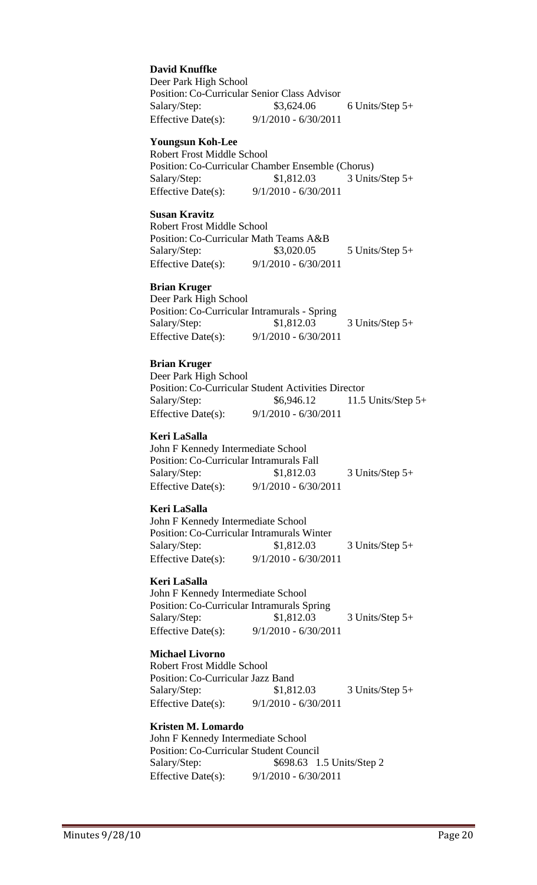**David Knuffke**
Deer Park High School
Position: Co-Curricular Senior Class Advisor
Salary/Step: $3,624.06 6 Units/Step 5+
Effective Date(s): 9/1/2010 - 6/30/2011

**Youngsun Koh-Lee**
Robert Frost Middle School
Position: Co-Curricular Chamber Ensemble (Chorus)
Salary/Step: $1,812.03 3 Units/Step 5+
Effective Date(s): 9/1/2010 - 6/30/2011

**Susan Kravitz**
Robert Frost Middle School
Position: Co-Curricular Math Teams A&B
Salary/Step: $3,020.05 5 Units/Step 5+
Effective Date(s): 9/1/2010 - 6/30/2011

**Brian Kruger**
Deer Park High School
Position: Co-Curricular Intramurals - Spring
Salary/Step: $1,812.03 3 Units/Step 5+
Effective Date(s): 9/1/2010 - 6/30/2011

**Brian Kruger**
Deer Park High School
Position: Co-Curricular Student Activities Director
Salary/Step: $6,946.12 11.5 Units/Step 5+
Effective Date(s): 9/1/2010 - 6/30/2011

**Keri LaSalla**
John F Kennedy Intermediate School
Position: Co-Curricular Intramurals Fall
Salary/Step: $1,812.03 3 Units/Step 5+
Effective Date(s): 9/1/2010 - 6/30/2011

**Keri LaSalla**
John F Kennedy Intermediate School
Position: Co-Curricular Intramurals Winter
Salary/Step: $1,812.03 3 Units/Step 5+
Effective Date(s): 9/1/2010 - 6/30/2011

**Keri LaSalla**
John F Kennedy Intermediate School
Position: Co-Curricular Intramurals Spring
Salary/Step: $1,812.03 3 Units/Step 5+
Effective Date(s): 9/1/2010 - 6/30/2011

**Michael Livorno**
Robert Frost Middle School
Position: Co-Curricular Jazz Band
Salary/Step: $1,812.03 3 Units/Step 5+
Effective Date(s): 9/1/2010 - 6/30/2011

**Kristen M. Lomardo**
John F Kennedy Intermediate School
Position: Co-Curricular Student Council
Salary/Step: $698.63 1.5 Units/Step 2
Effective Date(s): 9/1/2010 - 6/30/2011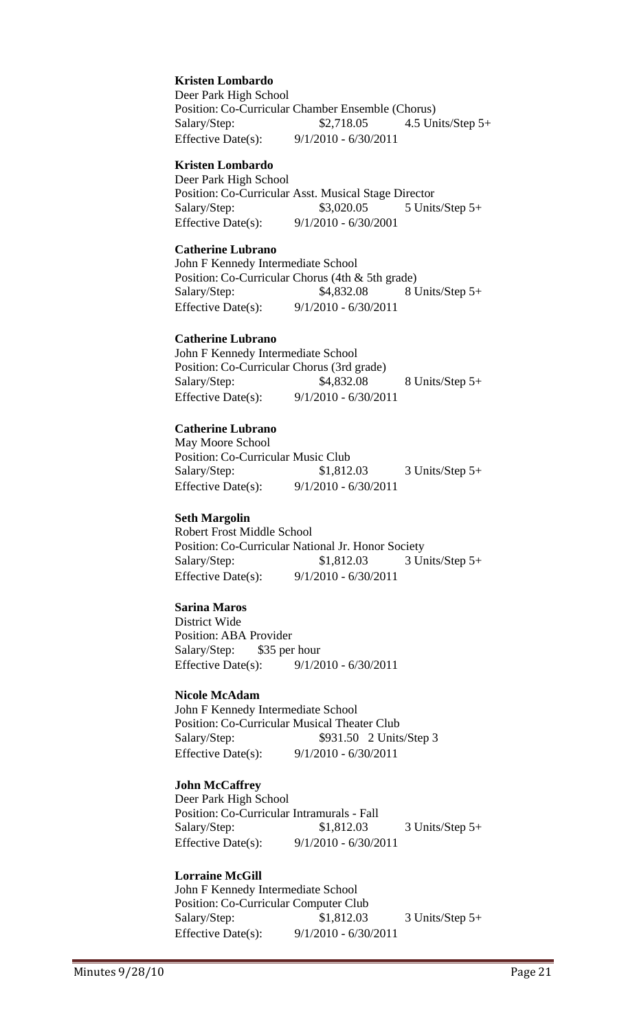**Kristen Lombardo**
Deer Park High School
Position: Co-Curricular Chamber Ensemble (Chorus)
Salary/Step: $2,718.05 4.5 Units/Step 5+
Effective Date(s): 9/1/2010 - 6/30/2011

**Kristen Lombardo**
Deer Park High School
Position: Co-Curricular Asst. Musical Stage Director
Salary/Step: $3,020.05 5 Units/Step 5+
Effective Date(s): 9/1/2010 - 6/30/2001

**Catherine Lubrano**
John F Kennedy Intermediate School
Position: Co-Curricular Chorus (4th & 5th grade)
Salary/Step: $4,832.08 8 Units/Step 5+
Effective Date(s): 9/1/2010 - 6/30/2011

**Catherine Lubrano**
John F Kennedy Intermediate School
Position: Co-Curricular Chorus (3rd grade)
Salary/Step: $4,832.08 8 Units/Step 5+
Effective Date(s): 9/1/2010 - 6/30/2011

**Catherine Lubrano**
May Moore School
Position: Co-Curricular Music Club
Salary/Step: $1,812.03 3 Units/Step 5+
Effective Date(s): 9/1/2010 - 6/30/2011

**Seth Margolin**
Robert Frost Middle School
Position: Co-Curricular National Jr. Honor Society
Salary/Step: $1,812.03 3 Units/Step 5+
Effective Date(s): 9/1/2010 - 6/30/2011

**Sarina Maros**
District Wide
Position: ABA Provider
Salary/Step: $35 per hour
Effective Date(s): 9/1/2010 - 6/30/2011

**Nicole McAdam**
John F Kennedy Intermediate School
Position: Co-Curricular Musical Theater Club
Salary/Step: $931.50 2 Units/Step 3
Effective Date(s): 9/1/2010 - 6/30/2011

**John McCaffrey**
Deer Park High School
Position: Co-Curricular Intramurals - Fall
Salary/Step: $1,812.03 3 Units/Step 5+
Effective Date(s): 9/1/2010 - 6/30/2011

**Lorraine McGill**
John F Kennedy Intermediate School
Position: Co-Curricular Computer Club
Salary/Step: $1,812.03 3 Units/Step 5+
Effective Date(s): 9/1/2010 - 6/30/2011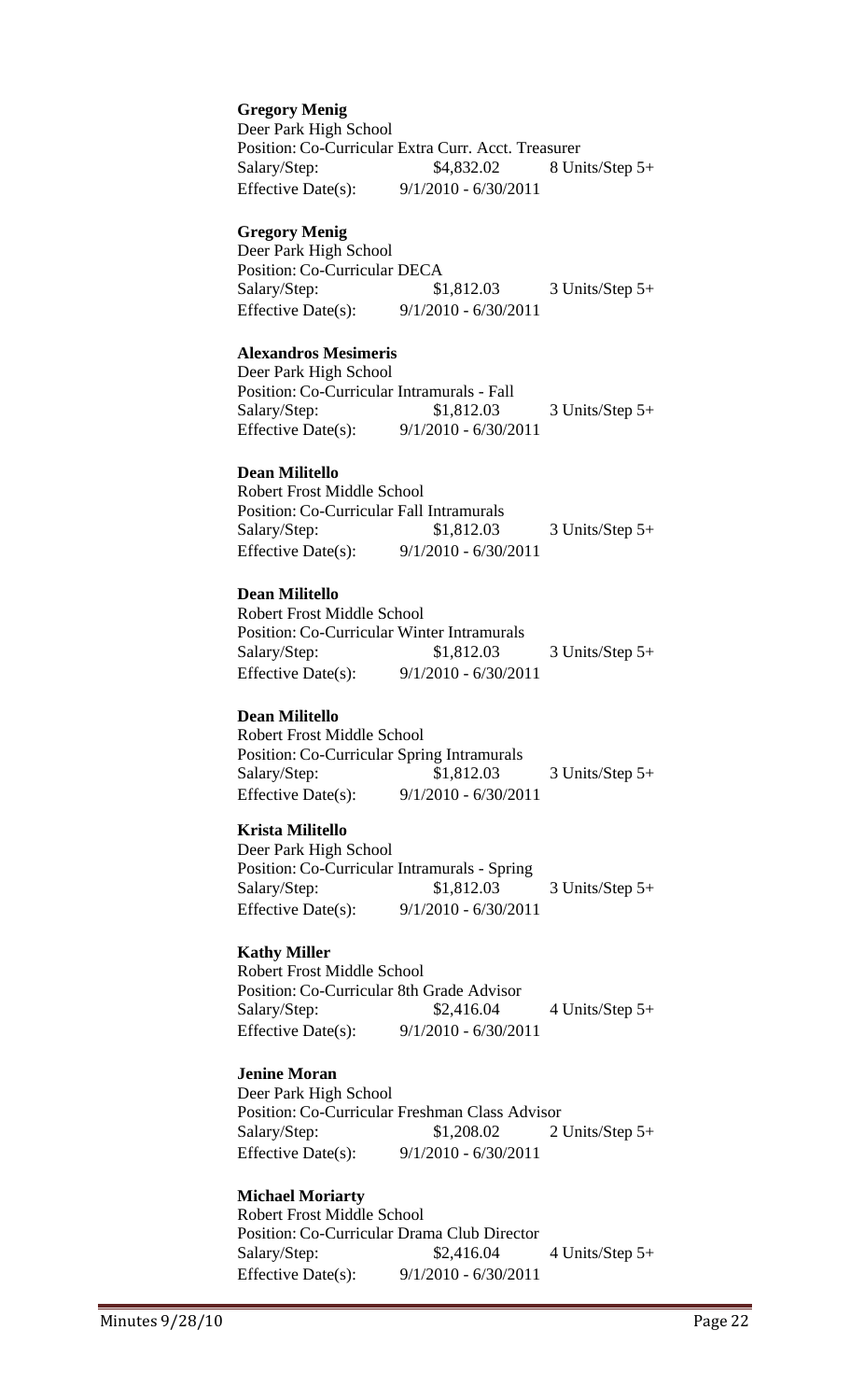**Gregory Menig**
Deer Park High School
Position: Co-Curricular Extra Curr. Acct. Treasurer
Salary/Step: $4,832.02 8 Units/Step 5+
Effective Date(s): 9/1/2010 - 6/30/2011

**Gregory Menig**
Deer Park High School
Position: Co-Curricular DECA
Salary/Step: $1,812.03 3 Units/Step 5+
Effective Date(s): 9/1/2010 - 6/30/2011

**Alexandros Mesimeris**
Deer Park High School
Position: Co-Curricular Intramurals - Fall
Salary/Step: $1,812.03 3 Units/Step 5+
Effective Date(s): 9/1/2010 - 6/30/2011

**Dean Militello**
Robert Frost Middle School
Position: Co-Curricular Fall Intramurals
Salary/Step: $1,812.03 3 Units/Step 5+
Effective Date(s): 9/1/2010 - 6/30/2011

**Dean Militello**
Robert Frost Middle School
Position: Co-Curricular Winter Intramurals
Salary/Step: $1,812.03 3 Units/Step 5+
Effective Date(s): 9/1/2010 - 6/30/2011

**Dean Militello**
Robert Frost Middle School
Position: Co-Curricular Spring Intramurals
Salary/Step: $1,812.03 3 Units/Step 5+
Effective Date(s): 9/1/2010 - 6/30/2011

**Krista Militello**
Deer Park High School
Position: Co-Curricular Intramurals - Spring
Salary/Step: $1,812.03 3 Units/Step 5+
Effective Date(s): 9/1/2010 - 6/30/2011

**Kathy Miller**
Robert Frost Middle School
Position: Co-Curricular 8th Grade Advisor
Salary/Step: $2,416.04 4 Units/Step 5+
Effective Date(s): 9/1/2010 - 6/30/2011

**Jenine Moran**
Deer Park High School
Position: Co-Curricular Freshman Class Advisor
Salary/Step: $1,208.02 2 Units/Step 5+
Effective Date(s): 9/1/2010 - 6/30/2011

**Michael Moriarty**
Robert Frost Middle School
Position: Co-Curricular Drama Club Director
Salary/Step: $2,416.04 4 Units/Step 5+
Effective Date(s): 9/1/2010 - 6/30/2011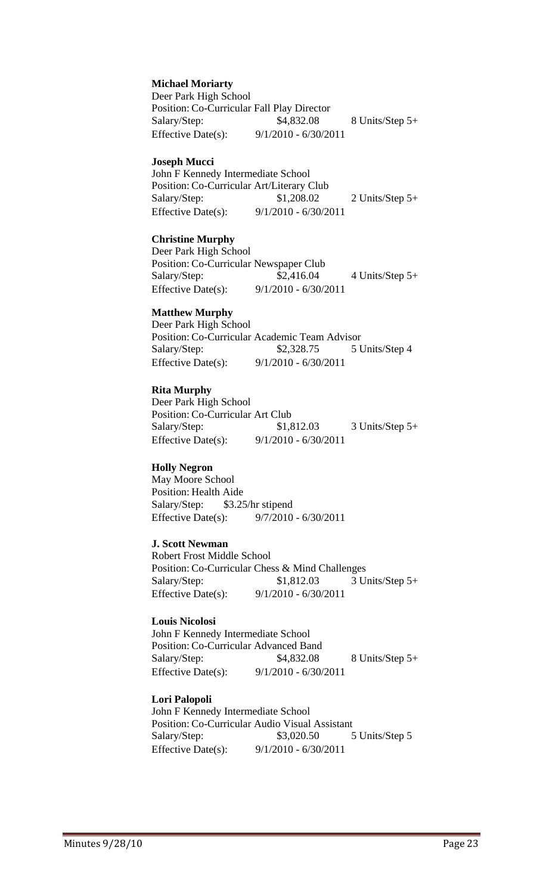**Michael Moriarty**
Deer Park High School
Position: Co-Curricular Fall Play Director
Salary/Step: $4,832.08 8 Units/Step 5+
Effective Date(s): 9/1/2010 - 6/30/2011

**Joseph Mucci**
John F Kennedy Intermediate School
Position: Co-Curricular Art/Literary Club
Salary/Step: $1,208.02 2 Units/Step 5+
Effective Date(s): 9/1/2010 - 6/30/2011

**Christine Murphy**
Deer Park High School
Position: Co-Curricular Newspaper Club
Salary/Step: $2,416.04 4 Units/Step 5+
Effective Date(s): 9/1/2010 - 6/30/2011

**Matthew Murphy**
Deer Park High School
Position: Co-Curricular Academic Team Advisor
Salary/Step: $2,328.75 5 Units/Step 4
Effective Date(s): 9/1/2010 - 6/30/2011

**Rita Murphy**
Deer Park High School
Position: Co-Curricular Art Club
Salary/Step: $1,812.03 3 Units/Step 5+
Effective Date(s): 9/1/2010 - 6/30/2011

**Holly Negron**
May Moore School
Position: Health Aide
Salary/Step: $3.25/hr stipend
Effective Date(s): 9/7/2010 - 6/30/2011

**J. Scott Newman**
Robert Frost Middle School
Position: Co-Curricular Chess & Mind Challenges
Salary/Step: $1,812.03 3 Units/Step 5+
Effective Date(s): 9/1/2010 - 6/30/2011

**Louis Nicolosi**
John F Kennedy Intermediate School
Position: Co-Curricular Advanced Band
Salary/Step: $4,832.08 8 Units/Step 5+
Effective Date(s): 9/1/2010 - 6/30/2011

**Lori Palopoli**
John F Kennedy Intermediate School
Position: Co-Curricular Audio Visual Assistant
Salary/Step: $3,020.50 5 Units/Step 5
Effective Date(s): 9/1/2010 - 6/30/2011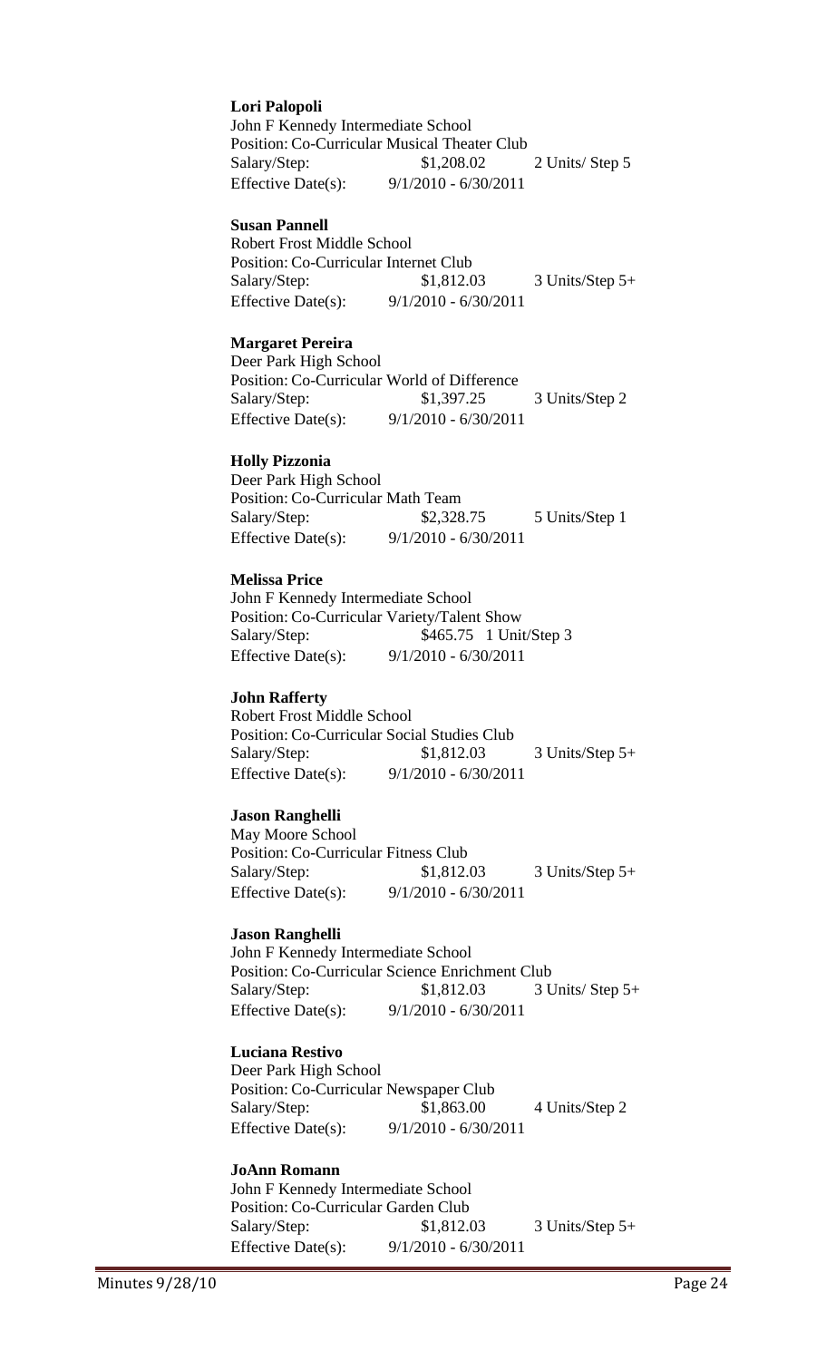**Lori Palopoli**
John F Kennedy Intermediate School
Position: Co-Curricular Musical Theater Club
Salary/Step: $1,208.02 2 Units/ Step 5
Effective Date(s): 9/1/2010 - 6/30/2011

**Susan Pannell**
Robert Frost Middle School
Position: Co-Curricular Internet Club
Salary/Step: $1,812.03 3 Units/Step 5+
Effective Date(s): 9/1/2010 - 6/30/2011

**Margaret Pereira**
Deer Park High School
Position: Co-Curricular World of Difference
Salary/Step: $1,397.25 3 Units/Step 2
Effective Date(s): 9/1/2010 - 6/30/2011

**Holly Pizzonia**
Deer Park High School
Position: Co-Curricular Math Team
Salary/Step: $2,328.75 5 Units/Step 1
Effective Date(s): 9/1/2010 - 6/30/2011

**Melissa Price**
John F Kennedy Intermediate School
Position: Co-Curricular Variety/Talent Show
Salary/Step: $465.75 1 Unit/Step 3
Effective Date(s): 9/1/2010 - 6/30/2011

**John Rafferty**
Robert Frost Middle School
Position: Co-Curricular Social Studies Club
Salary/Step: $1,812.03 3 Units/Step 5+
Effective Date(s): 9/1/2010 - 6/30/2011

**Jason Ranghelli**
May Moore School
Position: Co-Curricular Fitness Club
Salary/Step: $1,812.03 3 Units/Step 5+
Effective Date(s): 9/1/2010 - 6/30/2011

**Jason Ranghelli**
John F Kennedy Intermediate School
Position: Co-Curricular Science Enrichment Club
Salary/Step: $1,812.03 3 Units/ Step 5+
Effective Date(s): 9/1/2010 - 6/30/2011

**Luciana Restivo**
Deer Park High School
Position: Co-Curricular Newspaper Club
Salary/Step: $1,863.00 4 Units/Step 2
Effective Date(s): 9/1/2010 - 6/30/2011

**JoAnn Romann**
John F Kennedy Intermediate School
Position: Co-Curricular Garden Club
Salary/Step: $1,812.03 3 Units/Step 5+
Effective Date(s): 9/1/2010 - 6/30/2011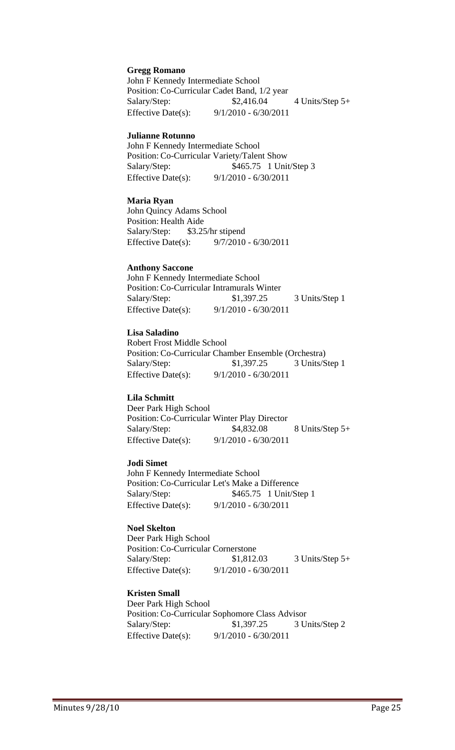**Gregg Romano**
John F Kennedy Intermediate School
Position: Co-Curricular Cadet Band, 1/2 year
Salary/Step: $2,416.04 4 Units/Step 5+
Effective Date(s): 9/1/2010 - 6/30/2011

**Julianne Rotunno**
John F Kennedy Intermediate School
Position: Co-Curricular Variety/Talent Show
Salary/Step: $465.75 1 Unit/Step 3
Effective Date(s): 9/1/2010 - 6/30/2011

**Maria Ryan**
John Quincy Adams School
Position: Health Aide
Salary/Step: $3.25/hr stipend
Effective Date(s): 9/7/2010 - 6/30/2011

**Anthony Saccone**
John F Kennedy Intermediate School
Position: Co-Curricular Intramurals Winter
Salary/Step: $1,397.25 3 Units/Step 1
Effective Date(s): 9/1/2010 - 6/30/2011

**Lisa Saladino**
Robert Frost Middle School
Position: Co-Curricular Chamber Ensemble (Orchestra)
Salary/Step: $1,397.25 3 Units/Step 1
Effective Date(s): 9/1/2010 - 6/30/2011

**Lila Schmitt**
Deer Park High School
Position: Co-Curricular Winter Play Director
Salary/Step: $4,832.08 8 Units/Step 5+
Effective Date(s): 9/1/2010 - 6/30/2011

**Jodi Simet**
John F Kennedy Intermediate School
Position: Co-Curricular Let's Make a Difference
Salary/Step: $465.75 1 Unit/Step 1
Effective Date(s): 9/1/2010 - 6/30/2011

**Noel Skelton**
Deer Park High School
Position: Co-Curricular Cornerstone
Salary/Step: $1,812.03 3 Units/Step 5+
Effective Date(s): 9/1/2010 - 6/30/2011

**Kristen Small**
Deer Park High School
Position: Co-Curricular Sophomore Class Advisor
Salary/Step: $1,397.25 3 Units/Step 2
Effective Date(s): 9/1/2010 - 6/30/2011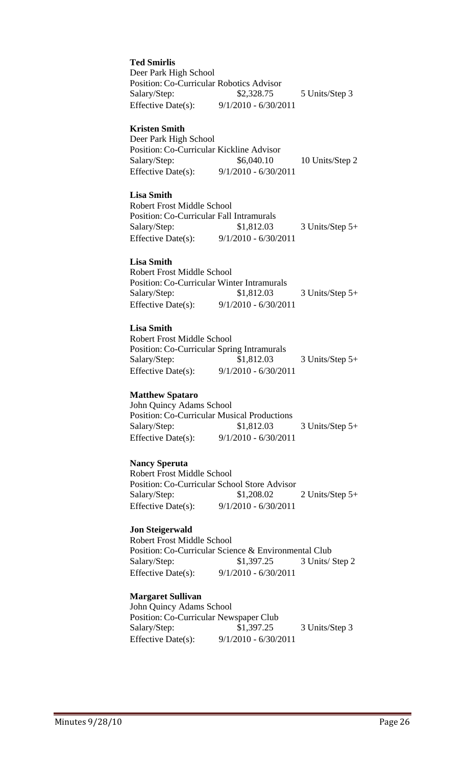**Ted Smirlis**
Deer Park High School
Position: Co-Curricular Robotics Advisor
Salary/Step: $2,328.75 5 Units/Step 3
Effective Date(s): 9/1/2010 - 6/30/2011

**Kristen Smith**
Deer Park High School
Position: Co-Curricular Kickline Advisor
Salary/Step: $6,040.10 10 Units/Step 2
Effective Date(s): 9/1/2010 - 6/30/2011

**Lisa Smith**
Robert Frost Middle School
Position: Co-Curricular Fall Intramurals
Salary/Step: $1,812.03 3 Units/Step 5+
Effective Date(s): 9/1/2010 - 6/30/2011

**Lisa Smith**
Robert Frost Middle School
Position: Co-Curricular Winter Intramurals
Salary/Step: $1,812.03 3 Units/Step 5+
Effective Date(s): 9/1/2010 - 6/30/2011

**Lisa Smith**
Robert Frost Middle School
Position: Co-Curricular Spring Intramurals
Salary/Step: $1,812.03 3 Units/Step 5+
Effective Date(s): 9/1/2010 - 6/30/2011

**Matthew Spataro**
John Quincy Adams School
Position: Co-Curricular Musical Productions
Salary/Step: $1,812.03 3 Units/Step 5+
Effective Date(s): 9/1/2010 - 6/30/2011

**Nancy Speruta**
Robert Frost Middle School
Position: Co-Curricular School Store Advisor
Salary/Step: $1,208.02 2 Units/Step 5+
Effective Date(s): 9/1/2010 - 6/30/2011

**Jon Steigerwald**
Robert Frost Middle School
Position: Co-Curricular Science & Environmental Club
Salary/Step: $1,397.25 3 Units/ Step 2
Effective Date(s): 9/1/2010 - 6/30/2011

**Margaret Sullivan**
John Quincy Adams School
Position: Co-Curricular Newspaper Club
Salary/Step: $1,397.25 3 Units/Step 3
Effective Date(s): 9/1/2010 - 6/30/2011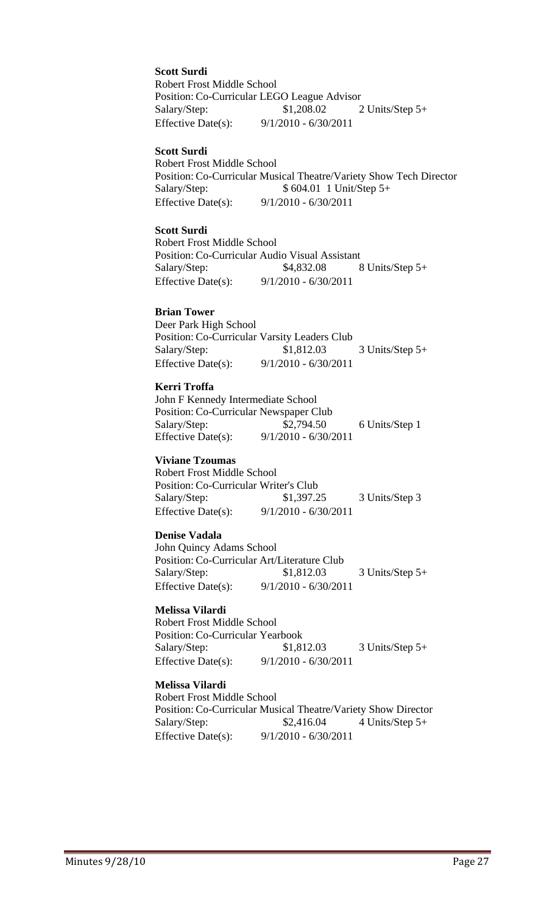**Scott Surdi**
Robert Frost Middle School
Position: Co-Curricular LEGO League Advisor
Salary/Step: $1,208.02 2 Units/Step 5+
Effective Date(s): 9/1/2010 - 6/30/2011

**Scott Surdi**
Robert Frost Middle School
Position: Co-Curricular Musical Theatre/Variety Show Tech Director
Salary/Step: $ 604.01 1 Unit/Step 5+
Effective Date(s): 9/1/2010 - 6/30/2011

**Scott Surdi**
Robert Frost Middle School
Position: Co-Curricular Audio Visual Assistant
Salary/Step: $4,832.08 8 Units/Step 5+
Effective Date(s): 9/1/2010 - 6/30/2011

**Brian Tower**
Deer Park High School
Position: Co-Curricular Varsity Leaders Club
Salary/Step: $1,812.03 3 Units/Step 5+
Effective Date(s): 9/1/2010 - 6/30/2011

**Kerri Troffa**
John F Kennedy Intermediate School
Position: Co-Curricular Newspaper Club
Salary/Step: $2,794.50 6 Units/Step 1
Effective Date(s): 9/1/2010 - 6/30/2011

**Viviane Tzoumas**
Robert Frost Middle School
Position: Co-Curricular Writer's Club
Salary/Step: $1,397.25 3 Units/Step 3
Effective Date(s): 9/1/2010 - 6/30/2011

**Denise Vadala**
John Quincy Adams School
Position: Co-Curricular Art/Literature Club
Salary/Step: $1,812.03 3 Units/Step 5+
Effective Date(s): 9/1/2010 - 6/30/2011

**Melissa Vilardi**
Robert Frost Middle School
Position: Co-Curricular Yearbook
Salary/Step: $1,812.03 3 Units/Step 5+
Effective Date(s): 9/1/2010 - 6/30/2011

**Melissa Vilardi**
Robert Frost Middle School
Position: Co-Curricular Musical Theatre/Variety Show Director
Salary/Step: $2,416.04 4 Units/Step 5+
Effective Date(s): 9/1/2010 - 6/30/2011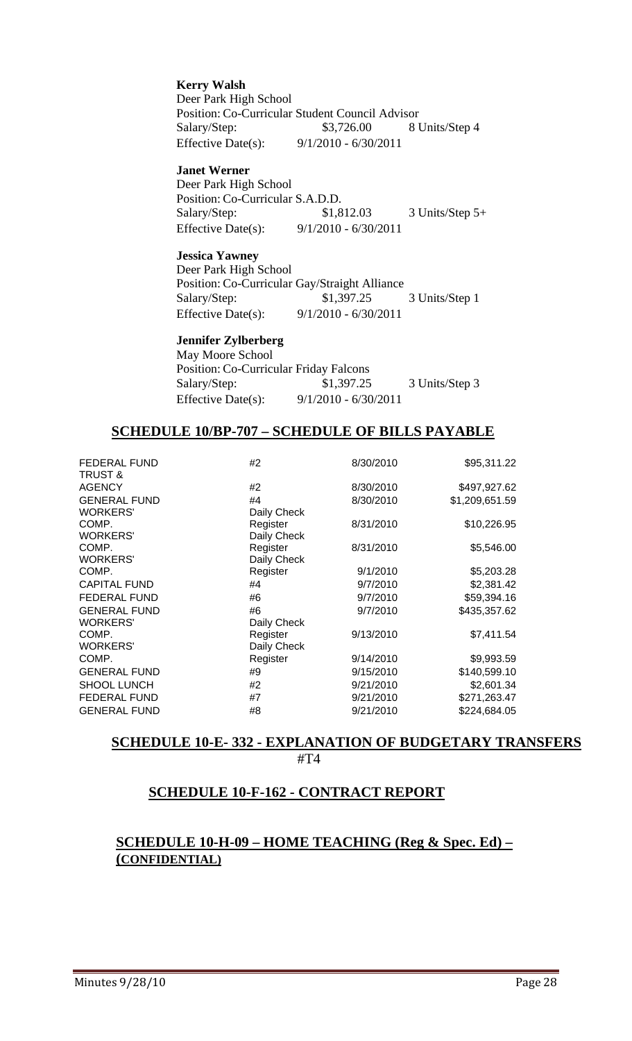**Kerry Walsh**
Deer Park High School
Position: Co-Curricular Student Council Advisor
Salary/Step: $3,726.00 8 Units/Step 4
Effective Date(s): 9/1/2010 - 6/30/2011

**Janet Werner**
Deer Park High School
Position: Co-Curricular S.A.D.D.
Salary/Step: $1,812.03 3 Units/Step 5+
Effective Date(s): 9/1/2010 - 6/30/2011

**Jessica Yawney**
Deer Park High School
Position: Co-Curricular Gay/Straight Alliance
Salary/Step: $1,397.25 3 Units/Step 1
Effective Date(s): 9/1/2010 - 6/30/2011

**Jennifer Zylberberg**
May Moore School
Position: Co-Curricular Friday Falcons
Salary/Step: $1,397.25 3 Units/Step 3
Effective Date(s): 9/1/2010 - 6/30/2011

## SCHEDULE 10/BP-707 – SCHEDULE OF BILLS PAYABLE

| | | | |
|---|---|---|---|
| FEDERAL FUND | #2 | 8/30/2010 | $95,311.22 |
| TRUST & AGENCY | #2 | 8/30/2010 | $497,927.62 |
| GENERAL FUND | #4 | 8/30/2010 | $1,209,651.59 |
| WORKERS' COMP. | Daily Check Register | 8/31/2010 | $10,226.95 |
| WORKERS' COMP. | Daily Check Register | 8/31/2010 | $5,546.00 |
| WORKERS' COMP. | Daily Check Register | 9/1/2010 | $5,203.28 |
| CAPITAL FUND | #4 | 9/7/2010 | $2,381.42 |
| FEDERAL FUND | #6 | 9/7/2010 | $59,394.16 |
| GENERAL FUND | #6 | 9/7/2010 | $435,357.62 |
| WORKERS' COMP. | Daily Check Register | 9/13/2010 | $7,411.54 |
| WORKERS' COMP. | Daily Check Register | 9/14/2010 | $9,993.59 |
| GENERAL FUND | #9 | 9/15/2010 | $140,599.10 |
| SHOOL LUNCH | #2 | 9/21/2010 | $2,601.34 |
| FEDERAL FUND | #7 | 9/21/2010 | $271,263.47 |
| GENERAL FUND | #8 | 9/21/2010 | $224,684.05 |

## SCHEDULE 10-E- 332 - EXPLANATION OF BUDGETARY TRANSFERS

#T4

## SCHEDULE 10-F-162 - CONTRACT REPORT

## SCHEDULE 10-H-09 – HOME TEACHING (Reg & Spec. Ed) – (CONFIDENTIAL)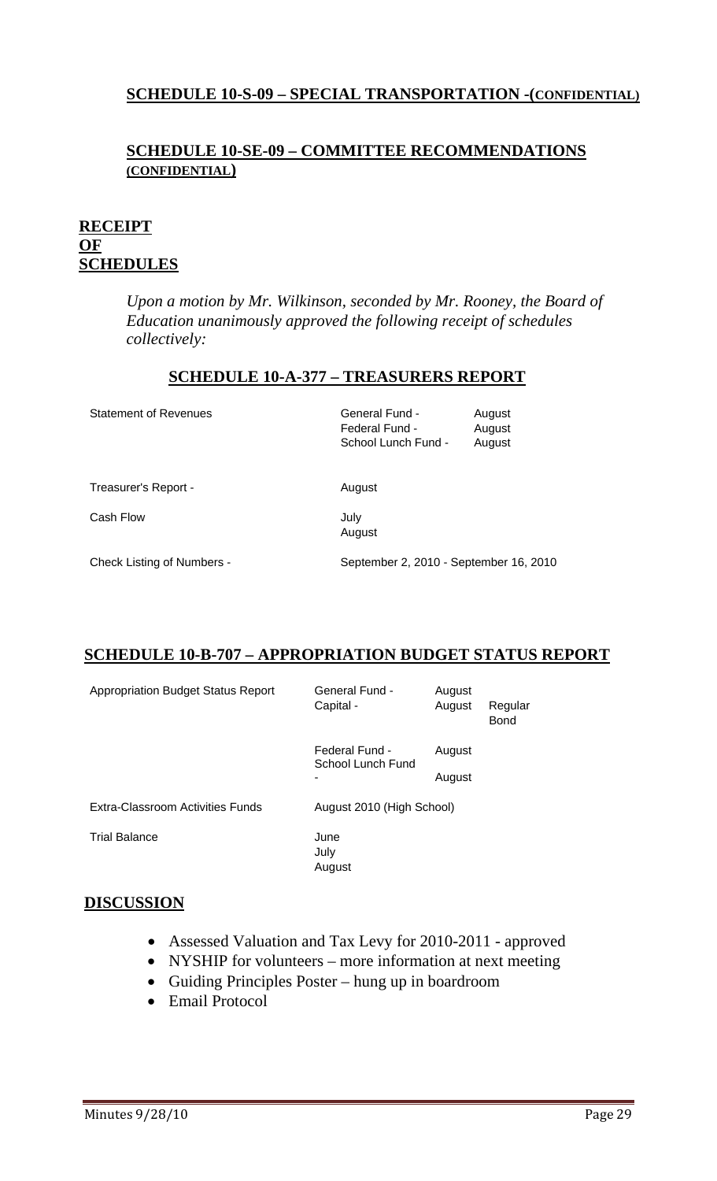**SCHEDULE 10-S-09 – SPECIAL TRANSPORTATION -(CONFIDENTIAL)**

**SCHEDULE 10-SE-09 – COMMITTEE RECOMMENDATIONS (CONFIDENTIAL)**

**RECEIPT OF SCHEDULES**

*Upon a motion by Mr. Wilkinson, seconded by Mr. Rooney, the Board of Education unanimously approved the following receipt of schedules collectively:*

**SCHEDULE 10-A-377 – TREASURERS REPORT**

| | | |
|---|---|---|
| Statement of Revenues | General Fund - | August |
| | Federal Fund - | August |
| | School Lunch Fund - | August |
| Treasurer's Report - | August | |
| Cash Flow | July | |
| | August | |
| Check Listing of Numbers - | September 2, 2010 - September 16, 2010 | |

**SCHEDULE 10-B-707 – APPROPRIATION BUDGET STATUS REPORT**

| | | | |
|---|---|---|---|
| Appropriation Budget Status Report | General Fund - | August | |
| | Capital - | August | Regular Bond |
| | Federal Fund - | August | |
| | School Lunch Fund - | August | |
| Extra-Classroom Activities Funds | August 2010 (High School) | | |
| Trial Balance | June | | |
| | July | | |
| | August | | |

**DISCUSSION**

- Assessed Valuation and Tax Levy for 2010-2011 - approved
- NYSHIP for volunteers – more information at next meeting
- Guiding Principles Poster – hung up in boardroom
- Email Protocol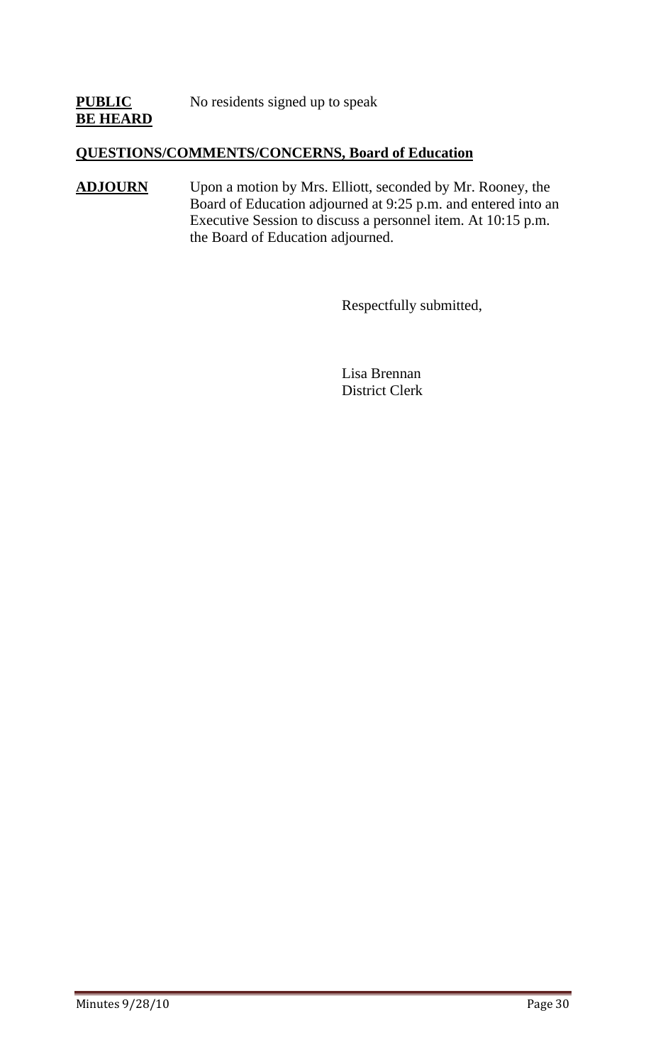**PUBLIC BE HEARD** No residents signed up to speak

**QUESTIONS/COMMENTS/CONCERNS, Board of Education**

**ADJOURN** Upon a motion by Mrs. Elliott, seconded by Mr. Rooney, the Board of Education adjourned at 9:25 p.m. and entered into an Executive Session to discuss a personnel item. At 10:15 p.m. the Board of Education adjourned.

Respectfully submitted,

Lisa Brennan
District Clerk